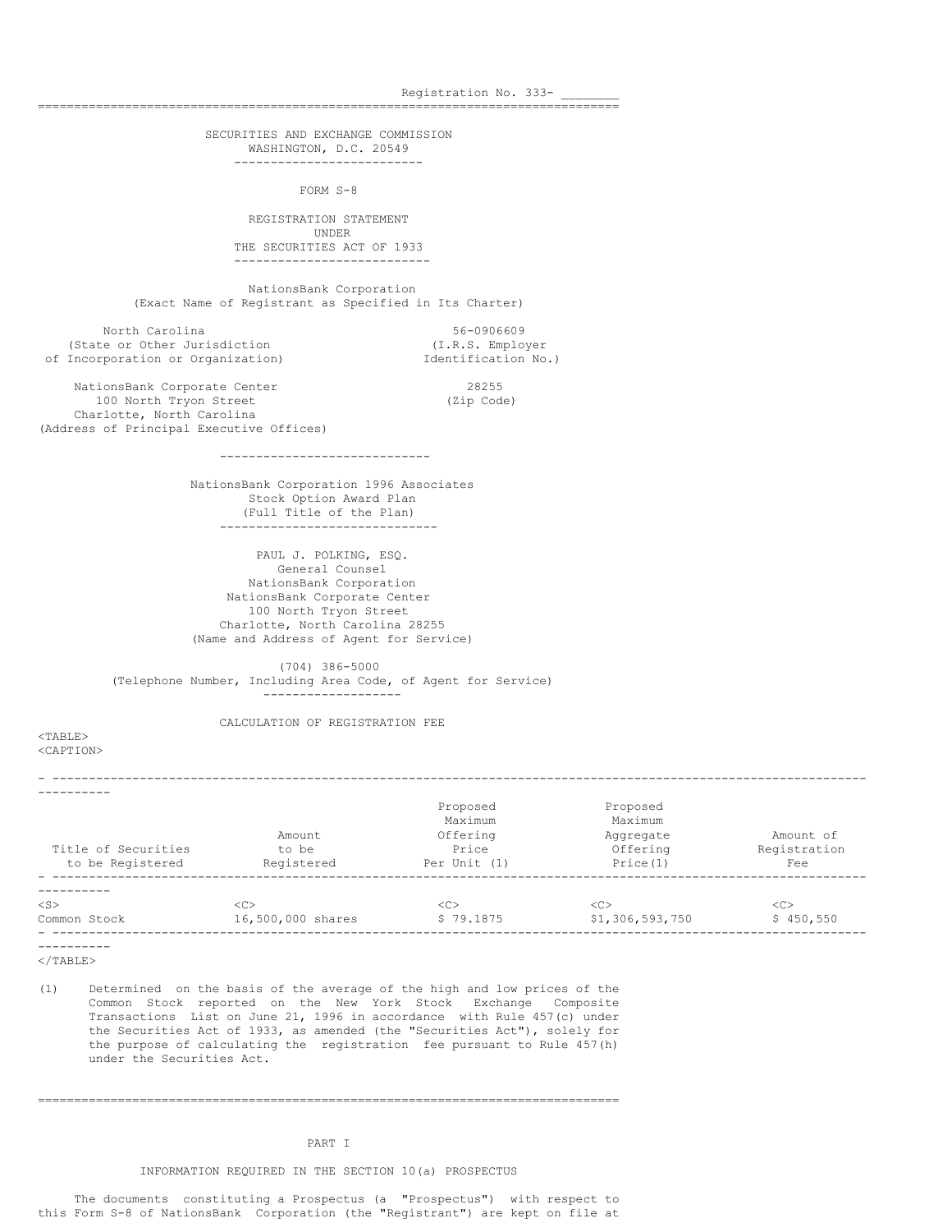Registration No. 333- ________

---

SECURITIES AND EXCHANGE COMMISSION
WASHINGTON, D.C. 20549

---

FORM S-8

REGISTRATION STATEMENT
UNDER
THE SECURITIES ACT OF 1933

---

NationsBank Corporation
(Exact Name of Registrant as Specified in Its Charter)

North Carolina
(State or Other Jurisdiction of Incorporation or Organization)

56-0906609
(I.R.S. Employer Identification No.)

NationsBank Corporate Center
100 North Tryon Street
Charlotte, North Carolina
(Address of Principal Executive Offices)

28255
(Zip Code)

---

NationsBank Corporation 1996 Associates
Stock Option Award Plan
(Full Title of the Plan)

---

PAUL J. POLKING, ESQ.
General Counsel
NationsBank Corporation
NationsBank Corporate Center
100 North Tryon Street
Charlotte, North Carolina 28255
(Name and Address of Agent for Service)

(704) 386-5000
(Telephone Number, Including Area Code, of Agent for Service)

---

CALCULATION OF REGISTRATION FEE

| Title of Securities to be Registered | Amount to be Registered | Proposed Maximum Offering Price Per Unit (1) | Proposed Maximum Aggregate Offering Price(1) | Amount of Registration Fee |
|---|---|---|---|---|
| Common Stock | 16,500,000 shares | $ 79.1875 | $1,306,593,750 | $ 450,550 |

(1) Determined on the basis of the average of the high and low prices of the Common Stock reported on the New York Stock Exchange Composite Transactions List on June 21, 1996 in accordance with Rule 457(c) under the Securities Act of 1933, as amended (the "Securities Act"), solely for the purpose of calculating the registration fee pursuant to Rule 457(h) under the Securities Act.

---

## PART I

### INFORMATION REQUIRED IN THE SECTION 10(a) PROSPECTUS

The documents constituting a Prospectus (a "Prospectus") with respect to this Form S-8 of NationsBank Corporation (the "Registrant") are kept on file at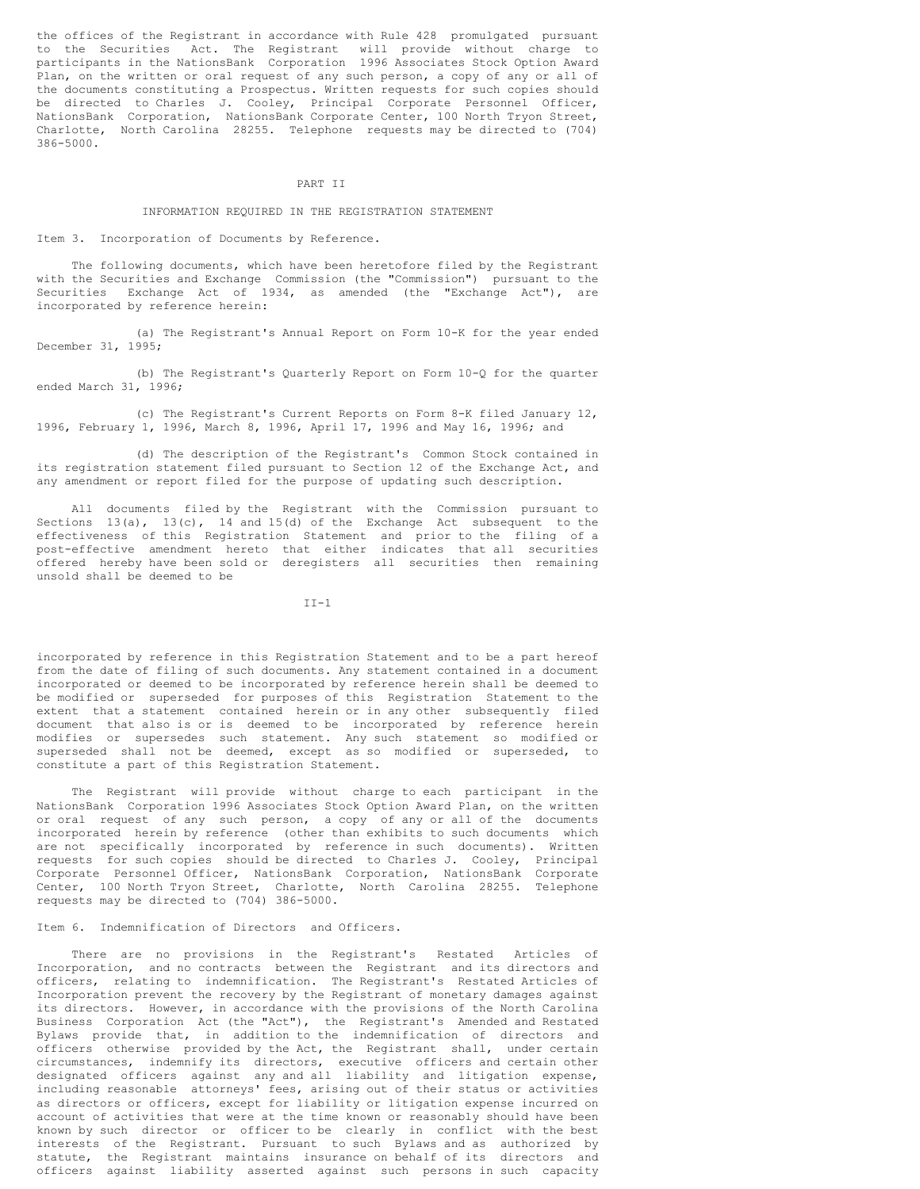the offices of the Registrant in accordance with Rule 428 promulgated pursuant to the Securities Act. The Registrant will provide without charge to participants in the NationsBank Corporation 1996 Associates Stock Option Award Plan, on the written or oral request of any such person, a copy of any or all of the documents constituting a Prospectus. Written requests for such copies should be directed to Charles J. Cooley, Principal Corporate Personnel Officer, NationsBank Corporation, NationsBank Corporate Center, 100 North Tryon Street, Charlotte, North Carolina 28255. Telephone requests may be directed to (704) 386-5000.

# PART II

## INFORMATION REQUIRED IN THE REGISTRATION STATEMENT

Item 3. Incorporation of Documents by Reference.

The following documents, which have been heretofore filed by the Registrant with the Securities and Exchange Commission (the "Commission") pursuant to the Securities Exchange Act of 1934, as amended (the "Exchange Act"), are incorporated by reference herein:

(a) The Registrant's Annual Report on Form 10-K for the year ended December 31, 1995;

(b) The Registrant's Quarterly Report on Form 10-Q for the quarter ended March 31, 1996;

(c) The Registrant's Current Reports on Form 8-K filed January 12, 1996, February 1, 1996, March 8, 1996, April 17, 1996 and May 16, 1996; and

(d) The description of the Registrant's Common Stock contained in its registration statement filed pursuant to Section 12 of the Exchange Act, and any amendment or report filed for the purpose of updating such description.

All documents filed by the Registrant with the Commission pursuant to Sections 13(a), 13(c), 14 and 15(d) of the Exchange Act subsequent to the effectiveness of this Registration Statement and prior to the filing of a post-effective amendment hereto that either indicates that all securities offered hereby have been sold or deregisters all securities then remaining unsold shall be deemed to be incorporated by reference in this Registration Statement and to be a part hereof from the date of filing of such documents. Any statement contained in a document incorporated or deemed to be incorporated by reference herein shall be deemed to be modified or superseded for purposes of this Registration Statement to the extent that a statement contained herein or in any other subsequently filed document that also is or is deemed to be incorporated by reference herein modifies or supersedes such statement. Any such statement so modified or superseded shall not be deemed, except as so modified or superseded, to constitute a part of this Registration Statement.

The Registrant will provide without charge to each participant in the NationsBank Corporation 1996 Associates Stock Option Award Plan, on the written or oral request of any such person, a copy of any or all of the documents incorporated herein by reference (other than exhibits to such documents which are not specifically incorporated by reference in such documents). Written requests for such copies should be directed to Charles J. Cooley, Principal Corporate Personnel Officer, NationsBank Corporation, NationsBank Corporate Center, 100 North Tryon Street, Charlotte, North Carolina 28255. Telephone requests may be directed to (704) 386-5000.

Item 6. Indemnification of Directors and Officers.

There are no provisions in the Registrant's Restated Articles of Incorporation, and no contracts between the Registrant and its directors and officers, relating to indemnification. The Registrant's Restated Articles of Incorporation prevent the recovery by the Registrant of monetary damages against its directors. However, in accordance with the provisions of the North Carolina Business Corporation Act (the "Act"), the Registrant's Amended and Restated Bylaws provide that, in addition to the indemnification of directors and officers otherwise provided by the Act, the Registrant shall, under certain circumstances, indemnify its directors, executive officers and certain other designated officers against any and all liability and litigation expense, including reasonable attorneys' fees, arising out of their status or activities as directors or officers, except for liability or litigation expense incurred on account of activities that were at the time known or reasonably should have been known by such director or officer to be clearly in conflict with the best interests of the Registrant. Pursuant to such Bylaws and as authorized by statute, the Registrant maintains insurance on behalf of its directors and officers against liability asserted against such persons in such capacity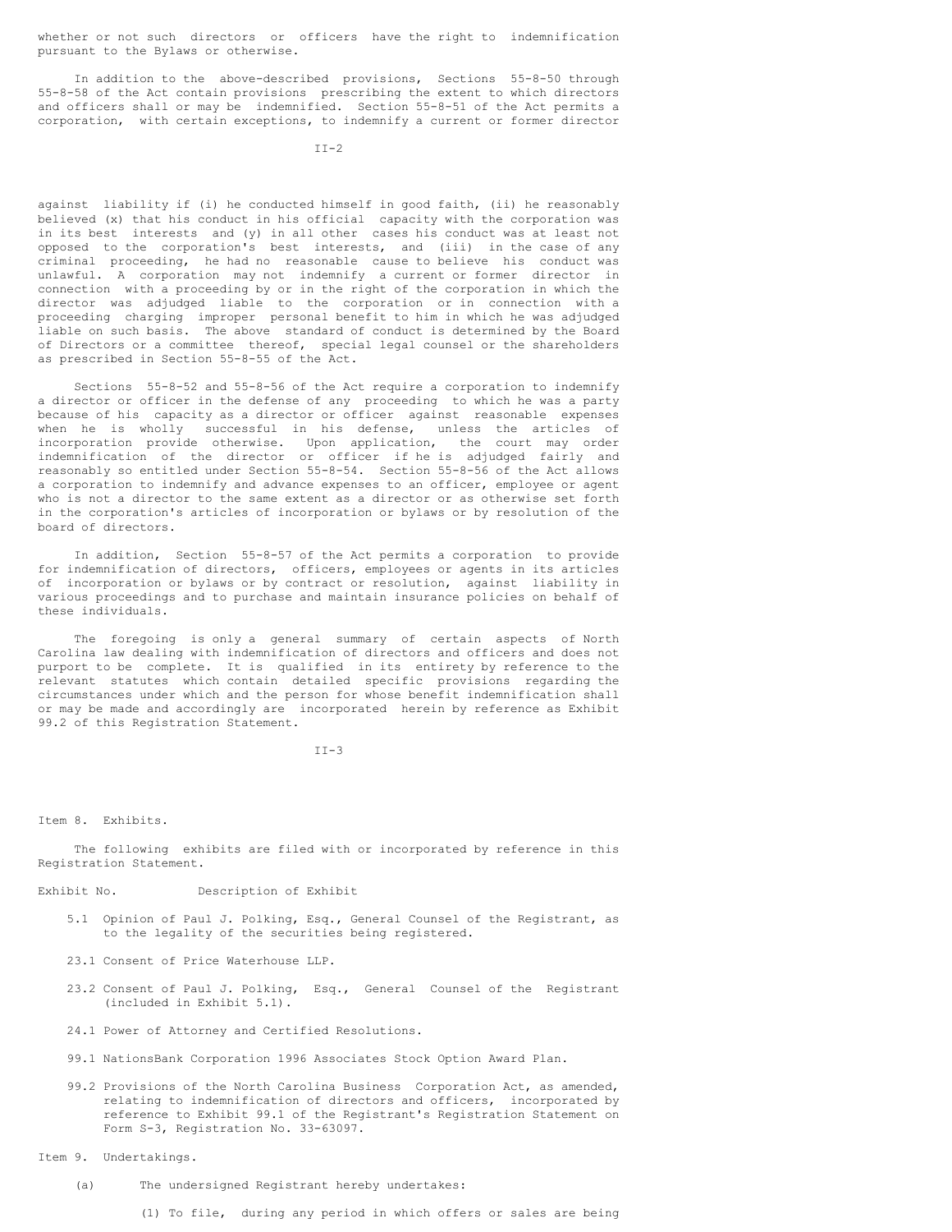whether or not such directors or officers have the right to indemnification pursuant to the Bylaws or otherwise.

In addition to the above-described provisions, Sections 55-8-50 through 55-8-58 of the Act contain provisions prescribing the extent to which directors and officers shall or may be indemnified. Section 55-8-51 of the Act permits a corporation, with certain exceptions, to indemnify a current or former director against liability if (i) he conducted himself in good faith, (ii) he reasonably believed (x) that his conduct in his official capacity with the corporation was in its best interests and (y) in all other cases his conduct was at least not opposed to the corporation's best interests, and (iii) in the case of any criminal proceeding, he had no reasonable cause to believe his conduct was unlawful. A corporation may not indemnify a current or former director in connection with a proceeding by or in the right of the corporation in which the director was adjudged liable to the corporation or in connection with a proceeding charging improper personal benefit to him in which he was adjudged liable on such basis. The above standard of conduct is determined by the Board of Directors or a committee thereof, special legal counsel or the shareholders as prescribed in Section 55-8-55 of the Act.

Sections 55-8-52 and 55-8-56 of the Act require a corporation to indemnify a director or officer in the defense of any proceeding to which he was a party because of his capacity as a director or officer against reasonable expenses when he is wholly successful in his defense, unless the articles of incorporation provide otherwise. Upon application, the court may order indemnification of the director or officer if he is adjudged fairly and reasonably so entitled under Section 55-8-54. Section 55-8-56 of the Act allows a corporation to indemnify and advance expenses to an officer, employee or agent who is not a director to the same extent as a director or as otherwise set forth in the corporation's articles of incorporation or bylaws or by resolution of the board of directors.

In addition, Section 55-8-57 of the Act permits a corporation to provide for indemnification of directors, officers, employees or agents in its articles of incorporation or bylaws or by contract or resolution, against liability in various proceedings and to purchase and maintain insurance policies on behalf of these individuals.

The foregoing is only a general summary of certain aspects of North Carolina law dealing with indemnification of directors and officers and does not purport to be complete. It is qualified in its entirety by reference to the relevant statutes which contain detailed specific provisions regarding the circumstances under which and the person for whose benefit indemnification shall or may be made and accordingly are incorporated herein by reference as Exhibit 99.2 of this Registration Statement.

Item 8. Exhibits.

The following exhibits are filed with or incorporated by reference in this Registration Statement.

| Exhibit No. | Description of Exhibit |
|---|---|
| 5.1 | Opinion of Paul J. Polking, Esq., General Counsel of the Registrant, as to the legality of the securities being registered. |
| 23.1 | Consent of Price Waterhouse LLP. |
| 23.2 | Consent of Paul J. Polking, Esq., General Counsel of the Registrant (included in Exhibit 5.1). |
| 24.1 | Power of Attorney and Certified Resolutions. |
| 99.1 | NationsBank Corporation 1996 Associates Stock Option Award Plan. |
| 99.2 | Provisions of the North Carolina Business Corporation Act, as amended, relating to indemnification of directors and officers, incorporated by reference to Exhibit 99.1 of the Registrant's Registration Statement on Form S-3, Registration No. 33-63097. |

Item 9. Undertakings.

(a) The undersigned Registrant hereby undertakes:

(1) To file, during any period in which offers or sales are being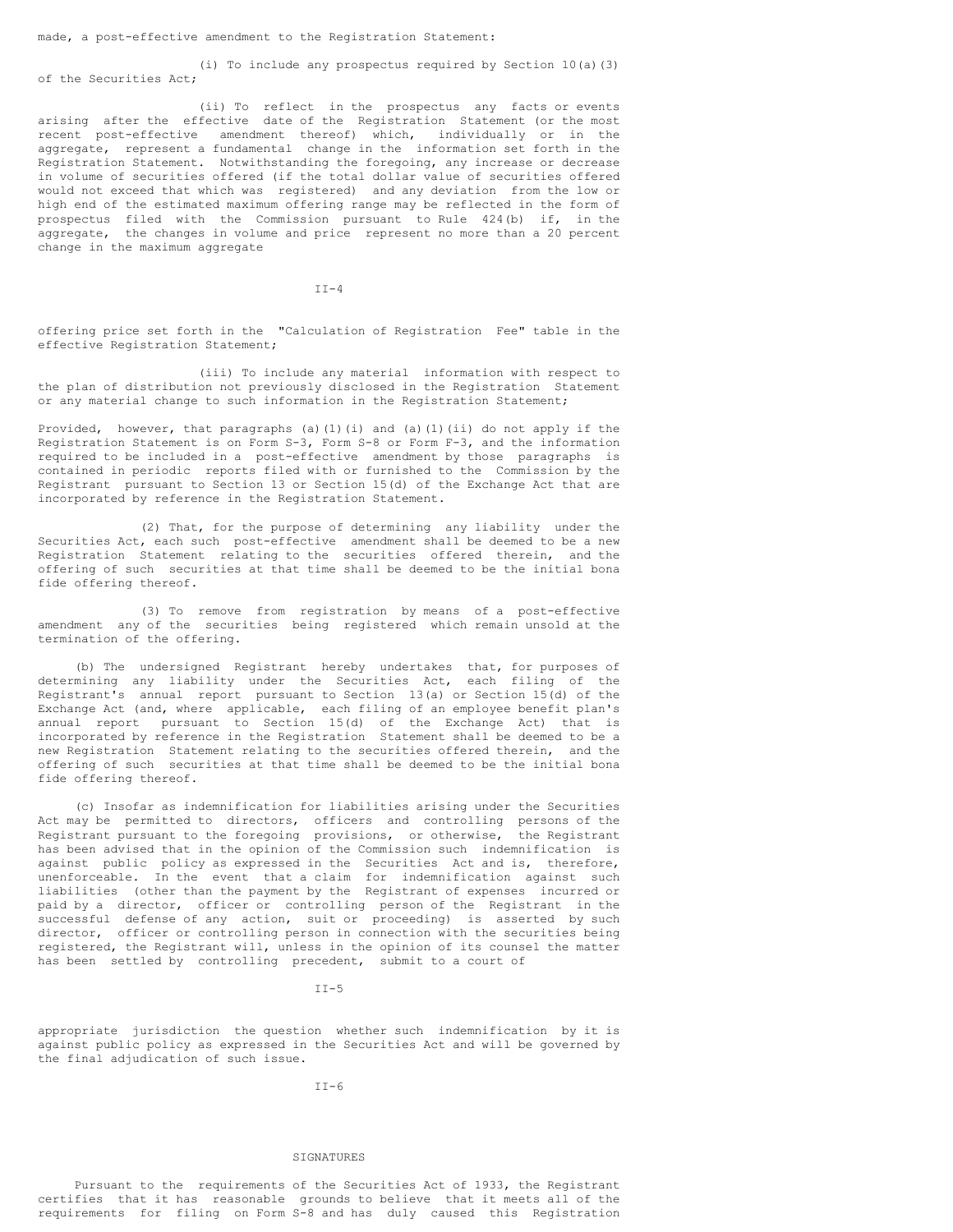made, a post-effective amendment to the Registration Statement:

(i) To include any prospectus required by Section 10(a)(3) of the Securities Act;

(ii) To reflect in the prospectus any facts or events arising after the effective date of the Registration Statement (or the most recent post-effective amendment thereof) which, individually or in the aggregate, represent a fundamental change in the information set forth in the Registration Statement. Notwithstanding the foregoing, any increase or decrease in volume of securities offered (if the total dollar value of securities offered would not exceed that which was registered) and any deviation from the low or high end of the estimated maximum offering range may be reflected in the form of prospectus filed with the Commission pursuant to Rule 424(b) if, in the aggregate, the changes in volume and price represent no more than a 20 percent change in the maximum aggregate offering price set forth in the "Calculation of Registration Fee" table in the effective Registration Statement;

(iii) To include any material information with respect to the plan of distribution not previously disclosed in the Registration Statement or any material change to such information in the Registration Statement;

Provided, however, that paragraphs (a)(1)(i) and (a)(1)(ii) do not apply if the Registration Statement is on Form S-3, Form S-8 or Form F-3, and the information required to be included in a post-effective amendment by those paragraphs is contained in periodic reports filed with or furnished to the Commission by the Registrant pursuant to Section 13 or Section 15(d) of the Exchange Act that are incorporated by reference in the Registration Statement.

(2) That, for the purpose of determining any liability under the Securities Act, each such post-effective amendment shall be deemed to be a new Registration Statement relating to the securities offered therein, and the offering of such securities at that time shall be deemed to be the initial bona fide offering thereof.

(3) To remove from registration by means of a post-effective amendment any of the securities being registered which remain unsold at the termination of the offering.

(b) The undersigned Registrant hereby undertakes that, for purposes of determining any liability under the Securities Act, each filing of the Registrant's annual report pursuant to Section 13(a) or Section 15(d) of the Exchange Act (and, where applicable, each filing of an employee benefit plan's annual report pursuant to Section 15(d) of the Exchange Act) that is incorporated by reference in the Registration Statement shall be deemed to be a new Registration Statement relating to the securities offered therein, and the offering of such securities at that time shall be deemed to be the initial bona fide offering thereof.

(c) Insofar as indemnification for liabilities arising under the Securities Act may be permitted to directors, officers and controlling persons of the Registrant pursuant to the foregoing provisions, or otherwise, the Registrant has been advised that in the opinion of the Commission such indemnification is against public policy as expressed in the Securities Act and is, therefore, unenforceable. In the event that a claim for indemnification against such liabilities (other than the payment by the Registrant of expenses incurred or paid by a director, officer or controlling person of the Registrant in the successful defense of any action, suit or proceeding) is asserted by such director, officer or controlling person in connection with the securities being registered, the Registrant will, unless in the opinion of its counsel the matter has been settled by controlling precedent, submit to a court of appropriate jurisdiction the question whether such indemnification by it is against public policy as expressed in the Securities Act and will be governed by the final adjudication of such issue.

## SIGNATURES

Pursuant to the requirements of the Securities Act of 1933, the Registrant certifies that it has reasonable grounds to believe that it meets all of the requirements for filing on Form S-8 and has duly caused this Registration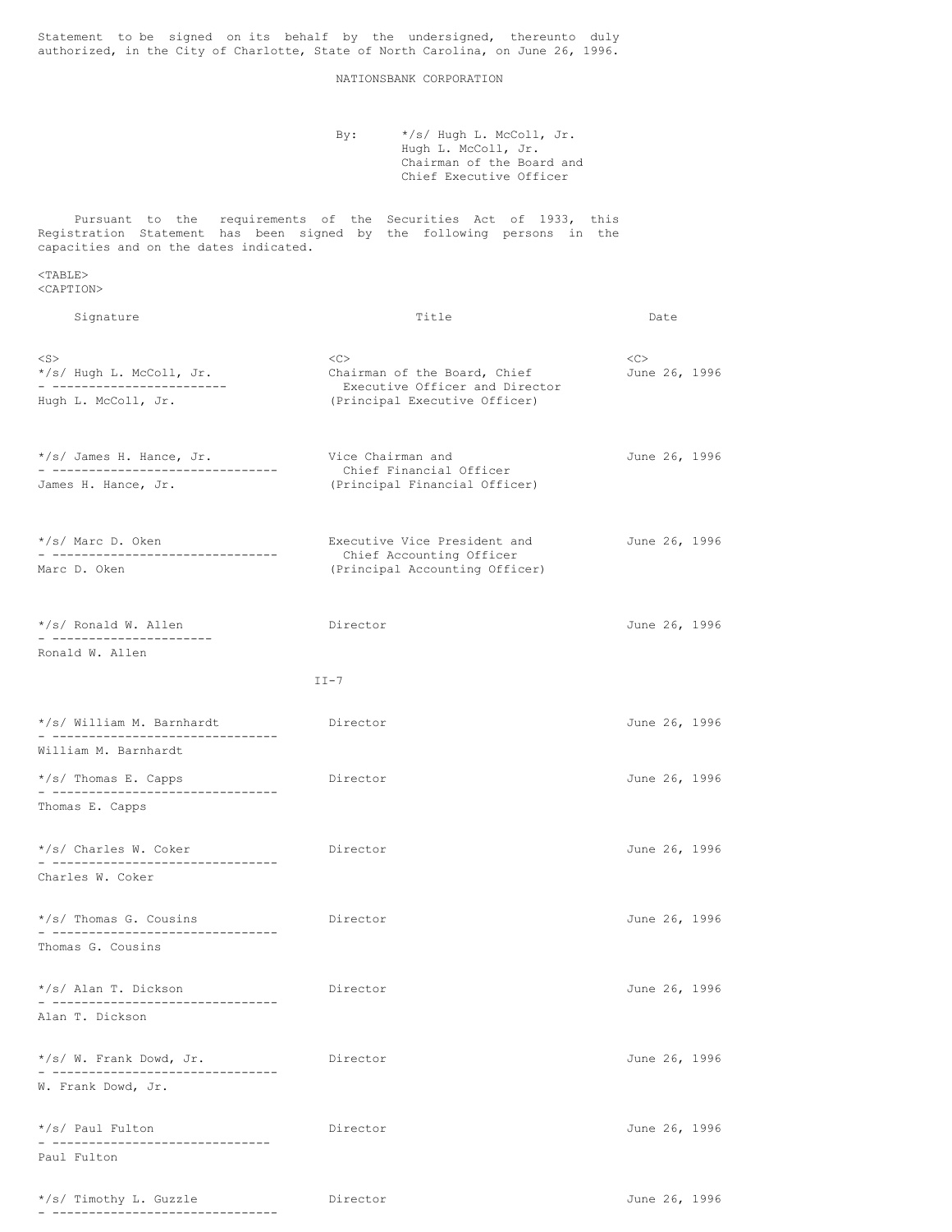Statement to be signed on its behalf by the undersigned, thereunto duly authorized, in the City of Charlotte, State of North Carolina, on June 26, 1996.

NATIONSBANK CORPORATION

By: */s/ Hugh L. McColl, Jr.
Hugh L. McColl, Jr.
Chairman of the Board and
Chief Executive Officer

Pursuant to the requirements of the Securities Act of 1933, this Registration Statement has been signed by the following persons in the capacities and on the dates indicated.

| Signature | Title | Date |
|---|---|---|
| */s/ Hugh L. McColl, Jr.<br>Hugh L. McColl, Jr. | Chairman of the Board, Chief Executive Officer and Director (Principal Executive Officer) | June 26, 1996 |
| */s/ James H. Hance, Jr.<br>James H. Hance, Jr. | Vice Chairman and Chief Financial Officer (Principal Financial Officer) | June 26, 1996 |
| */s/ Marc D. Oken<br>Marc D. Oken | Executive Vice President and Chief Accounting Officer (Principal Accounting Officer) | June 26, 1996 |
| */s/ Ronald W. Allen<br>Ronald W. Allen | Director | June 26, 1996 |
| */s/ William M. Barnhardt<br>William M. Barnhardt | Director | June 26, 1996 |
| */s/ Thomas E. Capps<br>Thomas E. Capps | Director | June 26, 1996 |
| */s/ Charles W. Coker<br>Charles W. Coker | Director | June 26, 1996 |
| */s/ Thomas G. Cousins<br>Thomas G. Cousins | Director | June 26, 1996 |
| */s/ Alan T. Dickson<br>Alan T. Dickson | Director | June 26, 1996 |
| */s/ W. Frank Dowd, Jr.<br>W. Frank Dowd, Jr. | Director | June 26, 1996 |
| */s/ Paul Fulton<br>Paul Fulton | Director | June 26, 1996 |
| */s/ Timothy L. Guzzle | Director | June 26, 1996 |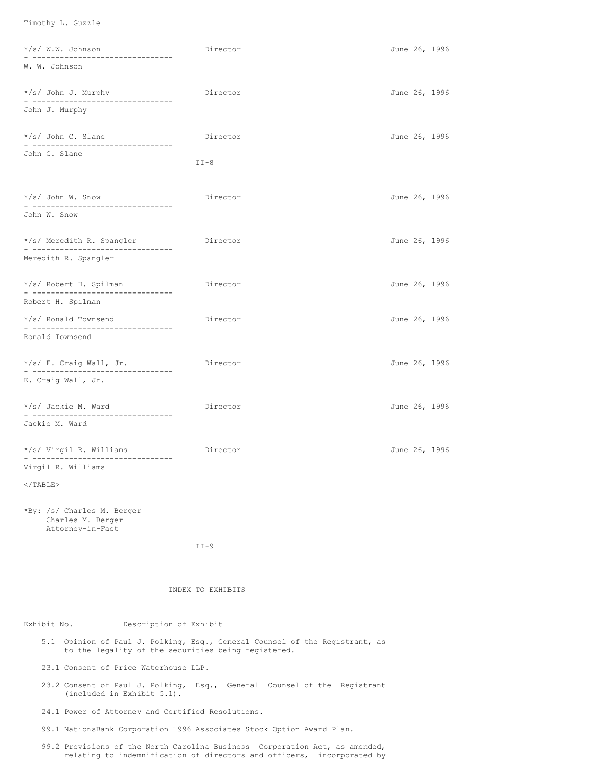Timothy L. Guzzle

| | | |
|---|---|---|
| */s/ W.W. Johnson<br>W. W. Johnson | Director | June 26, 1996 |
| */s/ John J. Murphy<br>John J. Murphy | Director | June 26, 1996 |
| */s/ John C. Slane<br>John C. Slane | Director | June 26, 1996 |
| */s/ John W. Snow<br>John W. Snow | Director | June 26, 1996 |
| */s/ Meredith R. Spangler<br>Meredith R. Spangler | Director | June 26, 1996 |
| */s/ Robert H. Spilman<br>Robert H. Spilman | Director | June 26, 1996 |
| */s/ Ronald Townsend<br>Ronald Townsend | Director | June 26, 1996 |
| */s/ E. Craig Wall, Jr.<br>E. Craig Wall, Jr. | Director | June 26, 1996 |
| */s/ Jackie M. Ward<br>Jackie M. Ward | Director | June 26, 1996 |
| */s/ Virgil R. Williams<br>Virgil R. Williams | Director | June 26, 1996 |

*By: /s/ Charles M. Berger
Charles M. Berger
Attorney-in-Fact

## INDEX TO EXHIBITS

| Exhibit No. | Description of Exhibit |
|---|---|
| 5.1 | Opinion of Paul J. Polking, Esq., General Counsel of the Registrant, as to the legality of the securities being registered. |
| 23.1 | Consent of Price Waterhouse LLP. |
| 23.2 | Consent of Paul J. Polking, Esq., General Counsel of the Registrant (included in Exhibit 5.1). |
| 24.1 | Power of Attorney and Certified Resolutions. |
| 99.1 | NationsBank Corporation 1996 Associates Stock Option Award Plan. |
| 99.2 | Provisions of the North Carolina Business Corporation Act, as amended, relating to indemnification of directors and officers, incorporated by |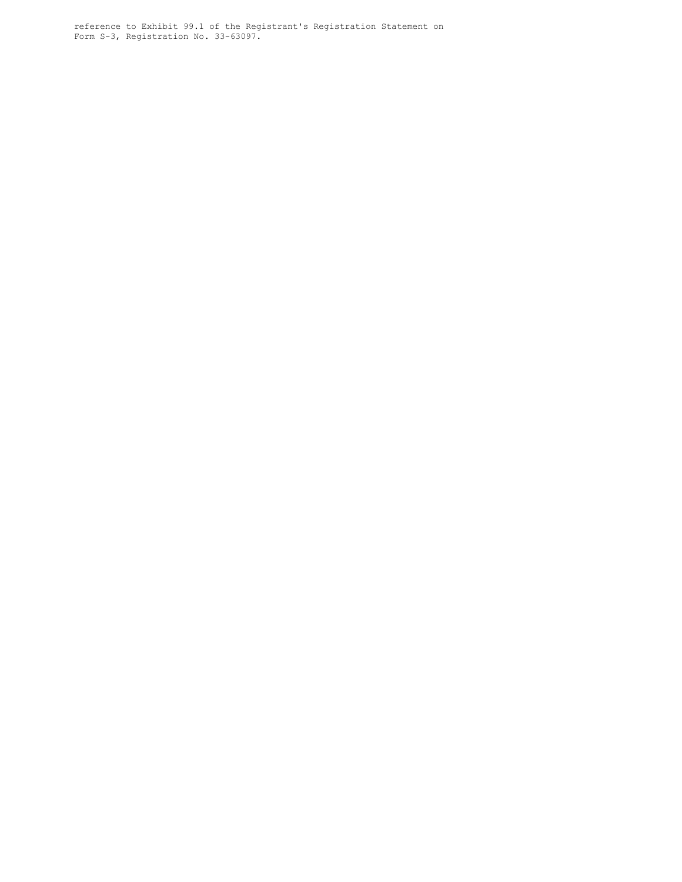reference to Exhibit 99.1 of the Registrant's Registration Statement on Form S-3, Registration No. 33-63097.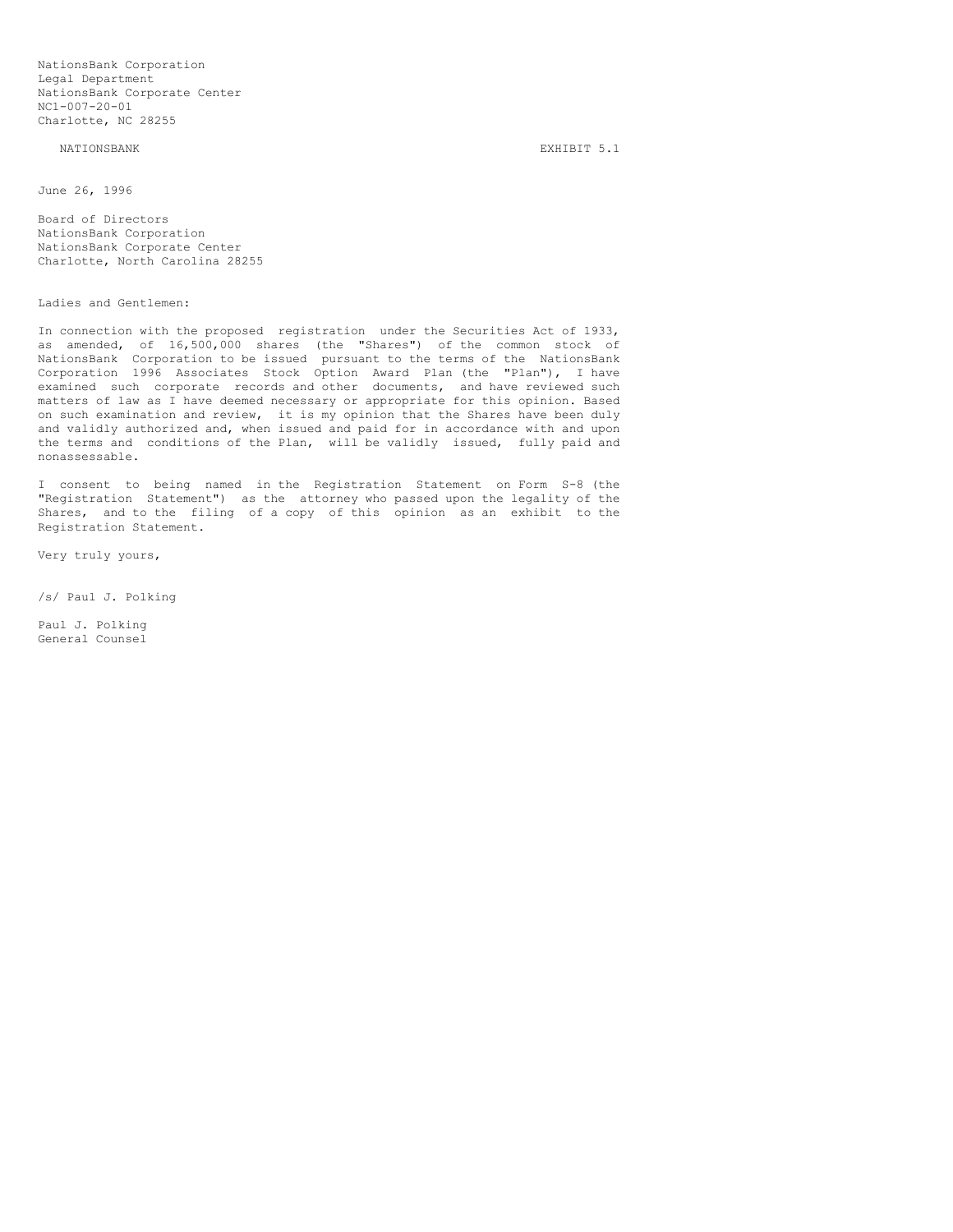NationsBank Corporation
Legal Department
NationsBank Corporate Center
NC1-007-20-01
Charlotte, NC 28255

NATIONSBANK

EXHIBIT 5.1

June 26, 1996

Board of Directors
NationsBank Corporation
NationsBank Corporate Center
Charlotte, North Carolina 28255

Ladies and Gentlemen:

In connection with the proposed registration under the Securities Act of 1933, as amended, of 16,500,000 shares (the "Shares") of the common stock of NationsBank Corporation to be issued pursuant to the terms of the NationsBank Corporation 1996 Associates Stock Option Award Plan (the "Plan"), I have examined such corporate records and other documents, and have reviewed such matters of law as I have deemed necessary or appropriate for this opinion. Based on such examination and review, it is my opinion that the Shares have been duly and validly authorized and, when issued and paid for in accordance with and upon the terms and conditions of the Plan, will be validly issued, fully paid and nonassessable.

I consent to being named in the Registration Statement on Form S-8 (the "Registration Statement") as the attorney who passed upon the legality of the Shares, and to the filing of a copy of this opinion as an exhibit to the Registration Statement.

Very truly yours,

/s/ Paul J. Polking

Paul J. Polking
General Counsel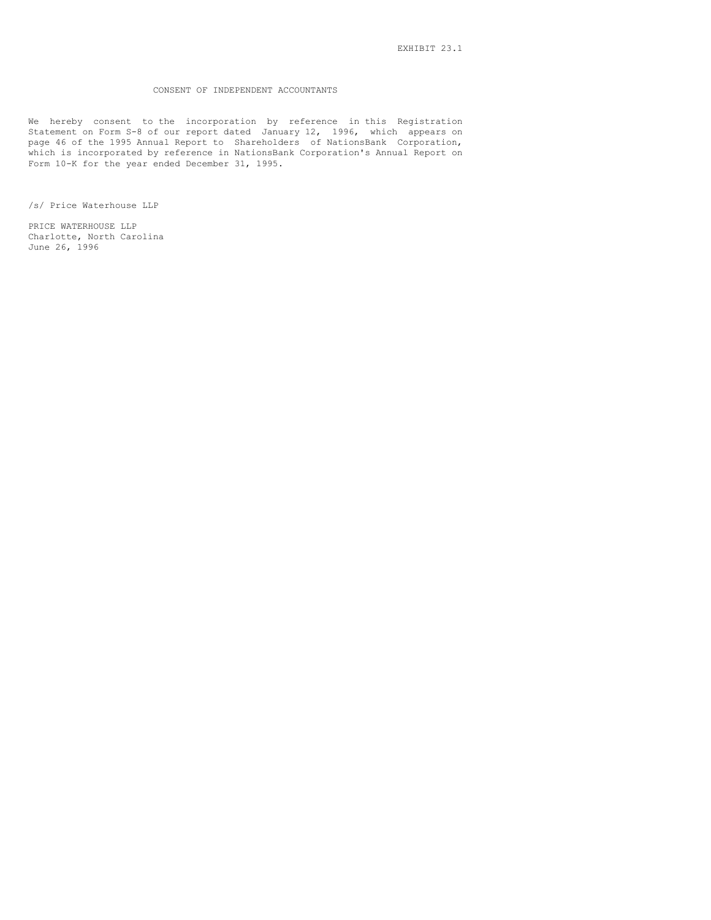EXHIBIT 23.1

# CONSENT OF INDEPENDENT ACCOUNTANTS

We hereby consent to the incorporation by reference in this Registration Statement on Form S-8 of our report dated January 12, 1996, which appears on page 46 of the 1995 Annual Report to Shareholders of NationsBank Corporation, which is incorporated by reference in NationsBank Corporation's Annual Report on Form 10-K for the year ended December 31, 1995.

/s/ Price Waterhouse LLP

PRICE WATERHOUSE LLP
Charlotte, North Carolina
June 26, 1996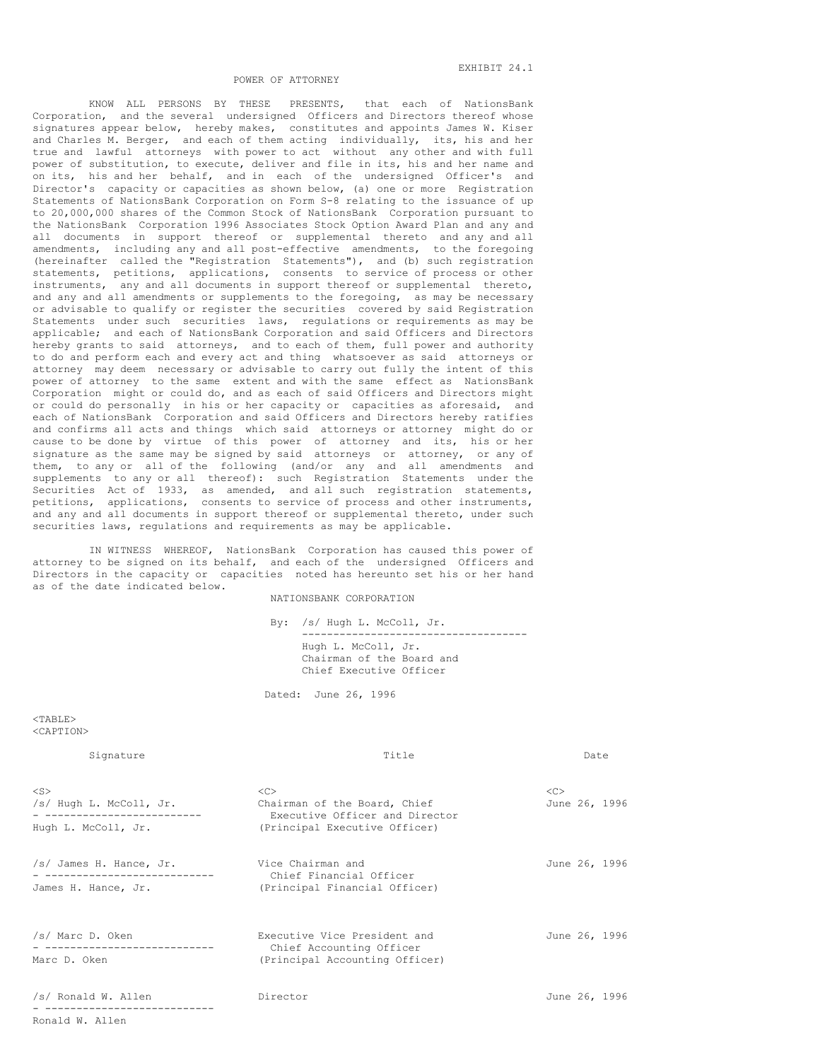EXHIBIT 24.1

# POWER OF ATTORNEY

KNOW ALL PERSONS BY THESE PRESENTS, that each of NationsBank Corporation, and the several undersigned Officers and Directors thereof whose signatures appear below, hereby makes, constitutes and appoints James W. Kiser and Charles M. Berger, and each of them acting individually, its, his and her true and lawful attorneys with power to act without any other and with full power of substitution, to execute, deliver and file in its, his and her name and on its, his and her behalf, and in each of the undersigned Officer's and Director's capacity or capacities as shown below, (a) one or more Registration Statements of NationsBank Corporation on Form S-8 relating to the issuance of up to 20,000,000 shares of the Common Stock of NationsBank Corporation pursuant to the NationsBank Corporation 1996 Associates Stock Option Award Plan and any and all documents in support thereof or supplemental thereto and any and all amendments, including any and all post-effective amendments, to the foregoing (hereinafter called the "Registration Statements"), and (b) such registration statements, petitions, applications, consents to service of process or other instruments, any and all documents in support thereof or supplemental thereto, and any and all amendments or supplements to the foregoing, as may be necessary or advisable to qualify or register the securities covered by said Registration Statements under such securities laws, regulations or requirements as may be applicable; and each of NationsBank Corporation and said Officers and Directors hereby grants to said attorneys, and to each of them, full power and authority to do and perform each and every act and thing whatsoever as said attorneys or attorney may deem necessary or advisable to carry out fully the intent of this power of attorney to the same extent and with the same effect as NationsBank Corporation might or could do, and as each of said Officers and Directors might or could do personally in his or her capacity or capacities as aforesaid, and each of NationsBank Corporation and said Officers and Directors hereby ratifies and confirms all acts and things which said attorneys or attorney might do or cause to be done by virtue of this power of attorney and its, his or her signature as the same may be signed by said attorneys or attorney, or any of them, to any or all of the following (and/or any and all amendments and supplements to any or all thereof): such Registration Statements under the Securities Act of 1933, as amended, and all such registration statements, petitions, applications, consents to service of process and other instruments, and any and all documents in support thereof or supplemental thereto, under such securities laws, regulations and requirements as may be applicable.

IN WITNESS WHEREOF, NationsBank Corporation has caused this power of attorney to be signed on its behalf, and each of the undersigned Officers and Directors in the capacity or capacities noted has hereunto set his or her hand as of the date indicated below.

NATIONSBANK CORPORATION

By: /s/ Hugh L. McColl, Jr.
Hugh L. McColl, Jr.
Chairman of the Board and
Chief Executive Officer

Dated: June 26, 1996

| Signature | Title | Date |
|---|---|---|
| /s/ Hugh L. McColl, Jr.<br>Hugh L. McColl, Jr. | Chairman of the Board, Chief Executive Officer and Director (Principal Executive Officer) | June 26, 1996 |
| /s/ James H. Hance, Jr.<br>James H. Hance, Jr. | Vice Chairman and Chief Financial Officer (Principal Financial Officer) | June 26, 1996 |
| /s/ Marc D. Oken<br>Marc D. Oken | Executive Vice President and Chief Accounting Officer (Principal Accounting Officer) | June 26, 1996 |
| /s/ Ronald W. Allen<br>Ronald W. Allen | Director | June 26, 1996 |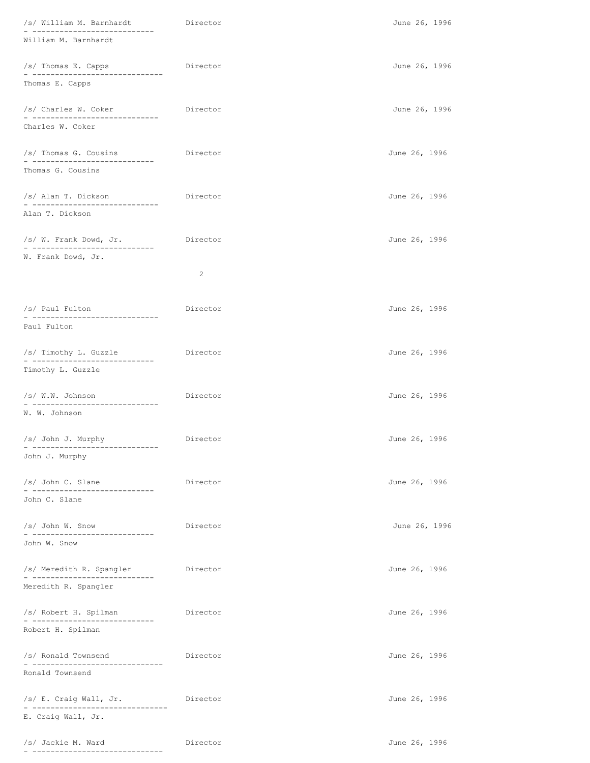| Signature | Title | Date |
|---|---|---|
| /s/ William M. Barnhardt<br>William M. Barnhardt | Director | June 26, 1996 |
| /s/ Thomas E. Capps<br>Thomas E. Capps | Director | June 26, 1996 |
| /s/ Charles W. Coker<br>Charles W. Coker | Director | June 26, 1996 |
| /s/ Thomas G. Cousins<br>Thomas G. Cousins | Director | June 26, 1996 |
| /s/ Alan T. Dickson<br>Alan T. Dickson | Director | June 26, 1996 |
| /s/ W. Frank Dowd, Jr.<br>W. Frank Dowd, Jr. | Director | June 26, 1996 |
| /s/ Paul Fulton<br>Paul Fulton | Director | June 26, 1996 |
| /s/ Timothy L. Guzzle<br>Timothy L. Guzzle | Director | June 26, 1996 |
| /s/ W.W. Johnson<br>W. W. Johnson | Director | June 26, 1996 |
| /s/ John J. Murphy<br>John J. Murphy | Director | June 26, 1996 |
| /s/ John C. Slane<br>John C. Slane | Director | June 26, 1996 |
| /s/ John W. Snow<br>John W. Snow | Director | June 26, 1996 |
| /s/ Meredith R. Spangler<br>Meredith R. Spangler | Director | June 26, 1996 |
| /s/ Robert H. Spilman<br>Robert H. Spilman | Director | June 26, 1996 |
| /s/ Ronald Townsend<br>Ronald Townsend | Director | June 26, 1996 |
| /s/ E. Craig Wall, Jr.<br>E. Craig Wall, Jr. | Director | June 26, 1996 |
| /s/ Jackie M. Ward | Director | June 26, 1996 |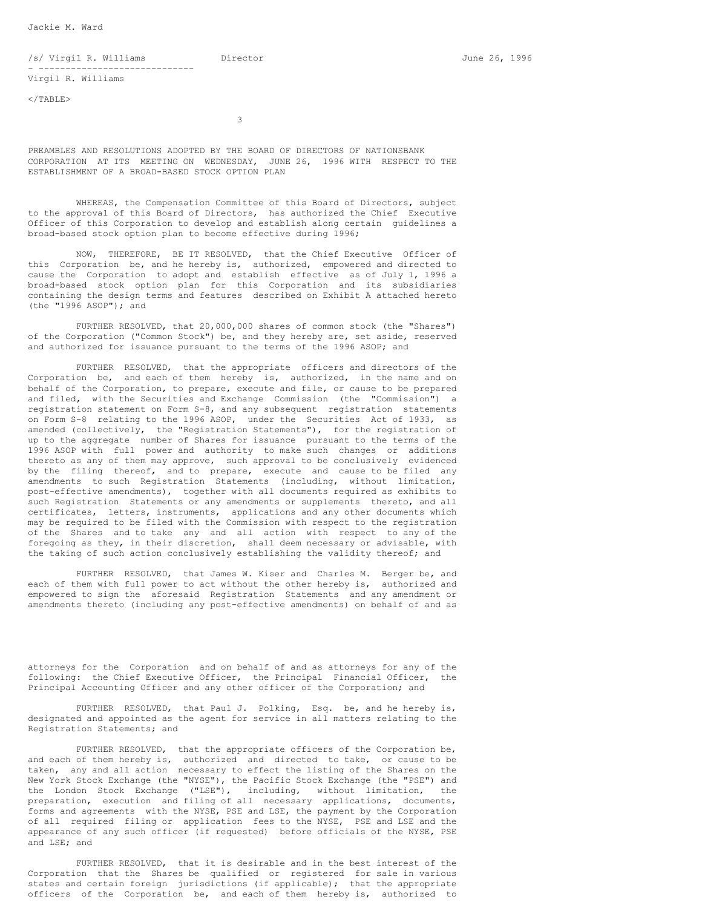Jackie M. Ward

| | | |
|---|---|---|
| /s/ Virgil R. Williams<br>- ----------------------------<br>Virgil R. Williams | Director | June 26, 1996 |

</TABLE>

PREAMBLES AND RESOLUTIONS ADOPTED BY THE BOARD OF DIRECTORS OF NATIONSBANK CORPORATION AT ITS MEETING ON WEDNESDAY, JUNE 26, 1996 WITH RESPECT TO THE ESTABLISHMENT OF A BROAD-BASED STOCK OPTION PLAN

WHEREAS, the Compensation Committee of this Board of Directors, subject to the approval of this Board of Directors, has authorized the Chief Executive Officer of this Corporation to develop and establish along certain guidelines a broad-based stock option plan to become effective during 1996;

NOW, THEREFORE, BE IT RESOLVED, that the Chief Executive Officer of this Corporation be, and he hereby is, authorized, empowered and directed to cause the Corporation to adopt and establish effective as of July 1, 1996 a broad-based stock option plan for this Corporation and its subsidiaries containing the design terms and features described on Exhibit A attached hereto (the "1996 ASOP"); and

FURTHER RESOLVED, that 20,000,000 shares of common stock (the "Shares") of the Corporation ("Common Stock") be, and they hereby are, set aside, reserved and authorized for issuance pursuant to the terms of the 1996 ASOP; and

FURTHER RESOLVED, that the appropriate officers and directors of the Corporation be, and each of them hereby is, authorized, in the name and on behalf of the Corporation, to prepare, execute and file, or cause to be prepared and filed, with the Securities and Exchange Commission (the "Commission") a registration statement on Form S-8, and any subsequent registration statements on Form S-8 relating to the 1996 ASOP, under the Securities Act of 1933, as amended (collectively, the "Registration Statements"), for the registration of up to the aggregate number of Shares for issuance pursuant to the terms of the 1996 ASOP with full power and authority to make such changes or additions thereto as any of them may approve, such approval to be conclusively evidenced by the filing thereof, and to prepare, execute and cause to be filed any amendments to such Registration Statements (including, without limitation, post-effective amendments), together with all documents required as exhibits to such Registration Statements or any amendments or supplements thereto, and all certificates, letters, instruments, applications and any other documents which may be required to be filed with the Commission with respect to the registration of the Shares and to take any and all action with respect to any of the foregoing as they, in their discretion, shall deem necessary or advisable, with the taking of such action conclusively establishing the validity thereof; and

FURTHER RESOLVED, that James W. Kiser and Charles M. Berger be, and each of them with full power to act without the other hereby is, authorized and empowered to sign the aforesaid Registration Statements and any amendment or amendments thereto (including any post-effective amendments) on behalf of and as attorneys for the Corporation and on behalf of and as attorneys for any of the following: the Chief Executive Officer, the Principal Financial Officer, the Principal Accounting Officer and any other officer of the Corporation; and

FURTHER RESOLVED, that Paul J. Polking, Esq. be, and he hereby is, designated and appointed as the agent for service in all matters relating to the Registration Statements; and

FURTHER RESOLVED, that the appropriate officers of the Corporation be, and each of them hereby is, authorized and directed to take, or cause to be taken, any and all action necessary to effect the listing of the Shares on the New York Stock Exchange (the "NYSE"), the Pacific Stock Exchange (the "PSE") and the London Stock Exchange ("LSE"), including, without limitation, the preparation, execution and filing of all necessary applications, documents, forms and agreements with the NYSE, PSE and LSE, the payment by the Corporation of all required filing or application fees to the NYSE, PSE and LSE and the appearance of any such officer (if requested) before officials of the NYSE, PSE and LSE; and

FURTHER RESOLVED, that it is desirable and in the best interest of the Corporation that the Shares be qualified or registered for sale in various states and certain foreign jurisdictions (if applicable); that the appropriate officers of the Corporation be, and each of them hereby is, authorized to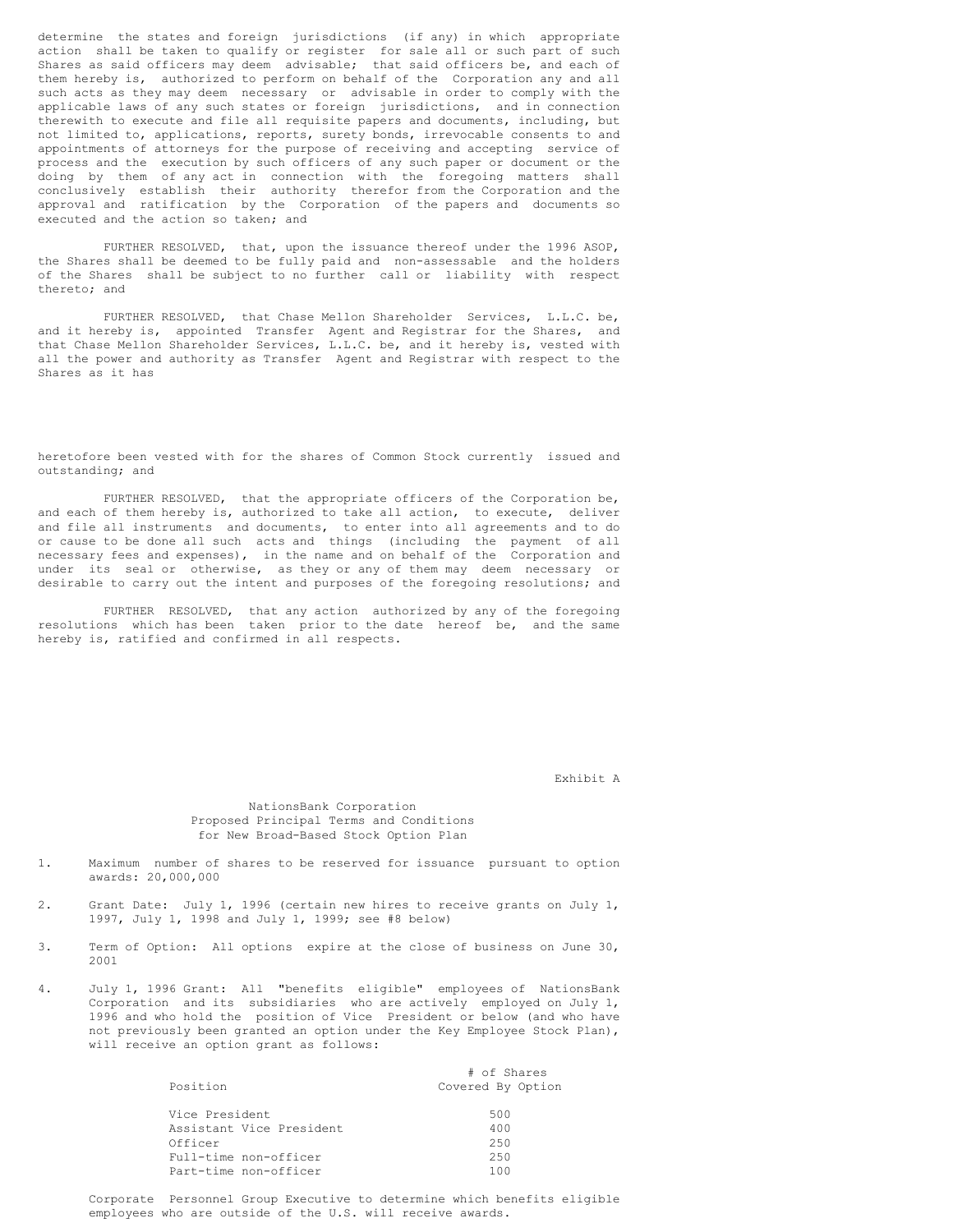determine the states and foreign jurisdictions (if any) in which appropriate action shall be taken to qualify or register for sale all or such part of such Shares as said officers may deem advisable; that said officers be, and each of them hereby is, authorized to perform on behalf of the Corporation any and all such acts as they may deem necessary or advisable in order to comply with the applicable laws of any such states or foreign jurisdictions, and in connection therewith to execute and file all requisite papers and documents, including, but not limited to, applications, reports, surety bonds, irrevocable consents to and appointments of attorneys for the purpose of receiving and accepting service of process and the execution by such officers of any such paper or document or the doing by them of any act in connection with the foregoing matters shall conclusively establish their authority therefor from the Corporation and the approval and ratification by the Corporation of the papers and documents so executed and the action so taken; and

FURTHER RESOLVED, that, upon the issuance thereof under the 1996 ASOP, the Shares shall be deemed to be fully paid and non-assessable and the holders of the Shares shall be subject to no further call or liability with respect thereto; and

FURTHER RESOLVED, that Chase Mellon Shareholder Services, L.L.C. be, and it hereby is, appointed Transfer Agent and Registrar for the Shares, and that Chase Mellon Shareholder Services, L.L.C. be, and it hereby is, vested with all the power and authority as Transfer Agent and Registrar with respect to the Shares as it has heretofore been vested with for the shares of Common Stock currently issued and outstanding; and

FURTHER RESOLVED, that the appropriate officers of the Corporation be, and each of them hereby is, authorized to take all action, to execute, deliver and file all instruments and documents, to enter into all agreements and to do or cause to be done all such acts and things (including the payment of all necessary fees and expenses), in the name and on behalf of the Corporation and under its seal or otherwise, as they or any of them may deem necessary or desirable to carry out the intent and purposes of the foregoing resolutions; and

FURTHER RESOLVED, that any action authorized by any of the foregoing resolutions which has been taken prior to the date hereof be, and the same hereby is, ratified and confirmed in all respects.

Exhibit A

NationsBank Corporation
Proposed Principal Terms and Conditions
for New Broad-Based Stock Option Plan

1. Maximum number of shares to be reserved for issuance pursuant to option awards: 20,000,000

2. Grant Date: July 1, 1996 (certain new hires to receive grants on July 1, 1997, July 1, 1998 and July 1, 1999; see #8 below)

3. Term of Option: All options expire at the close of business on June 30, 2001

4. July 1, 1996 Grant: All "benefits eligible" employees of NationsBank Corporation and its subsidiaries who are actively employed on July 1, 1996 and who hold the position of Vice President or below (and who have not previously been granted an option under the Key Employee Stock Plan), will receive an option grant as follows:

| Position | # of Shares Covered By Option |
|---|---|
| Vice President | 500 |
| Assistant Vice President | 400 |
| Officer | 250 |
| Full-time non-officer | 250 |
| Part-time non-officer | 100 |

Corporate Personnel Group Executive to determine which benefits eligible employees who are outside of the U.S. will receive awards.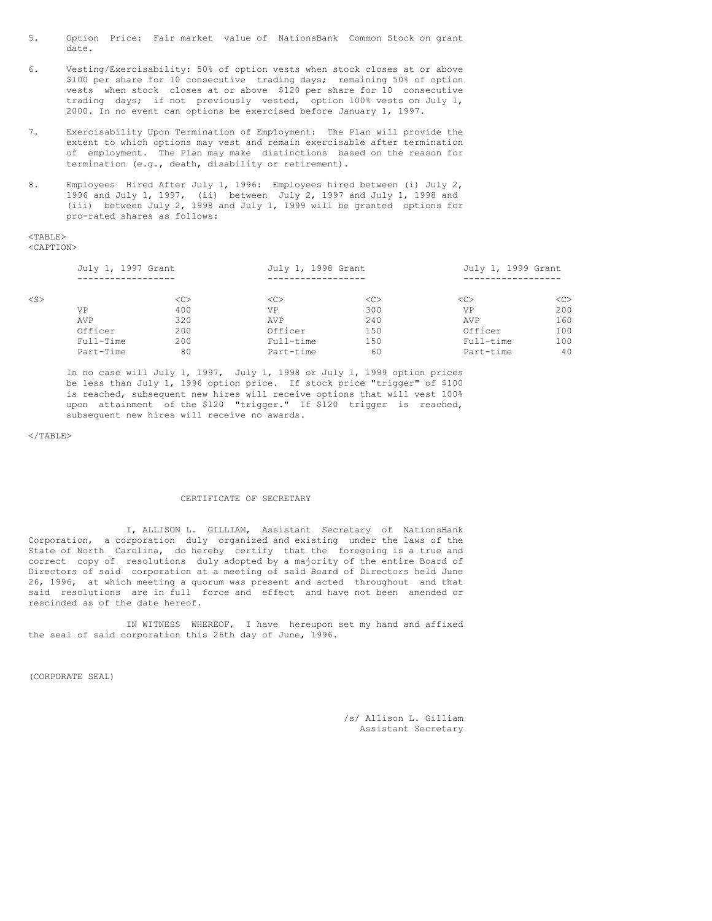5. Option Price: Fair market value of NationsBank Common Stock on grant date.

6. Vesting/Exercisability: 50% of option vests when stock closes at or above $100 per share for 10 consecutive trading days; remaining 50% of option vests when stock closes at or above $120 per share for 10 consecutive trading days; if not previously vested, option 100% vests on July 1, 2000. In no event can options be exercised before January 1, 1997.

7. Exercisability Upon Termination of Employment: The Plan will provide the extent to which options may vest and remain exercisable after termination of employment. The Plan may make distinctions based on the reason for termination (e.g., death, disability or retirement).

8. Employees Hired After July 1, 1996: Employees hired between (i) July 2, 1996 and July 1, 1997, (ii) between July 2, 1997 and July 1, 1998 and (iii) between July 2, 1998 and July 1, 1999 will be granted options for pro-rated shares as follows:

| July 1, 1997 Grant | | July 1, 1998 Grant | | July 1, 1999 Grant | |
|---|---|---|---|---|---|
| VP | 400 | VP | 300 | VP | 200 |
| AVP | 320 | AVP | 240 | AVP | 160 |
| Officer | 200 | Officer | 150 | Officer | 100 |
| Full-Time | 200 | Full-time | 150 | Full-time | 100 |
| Part-Time | 80 | Part-time | 60 | Part-time | 40 |

In no case will July 1, 1997, July 1, 1998 or July 1, 1999 option prices be less than July 1, 1996 option price. If stock price "trigger" of $100 is reached, subsequent new hires will receive options that will vest 100% upon attainment of the $120 "trigger." If $120 trigger is reached, subsequent new hires will receive no awards.

## CERTIFICATE OF SECRETARY

I, ALLISON L. GILLIAM, Assistant Secretary of NationsBank Corporation, a corporation duly organized and existing under the laws of the State of North Carolina, do hereby certify that the foregoing is a true and correct copy of resolutions duly adopted by a majority of the entire Board of Directors of said corporation at a meeting of said Board of Directors held June 26, 1996, at which meeting a quorum was present and acted throughout and that said resolutions are in full force and effect and have not been amended or rescinded as of the date hereof.

IN WITNESS WHEREOF, I have hereupon set my hand and affixed the seal of said corporation this 26th day of June, 1996.

(CORPORATE SEAL)

/s/ Allison L. Gilliam
Assistant Secretary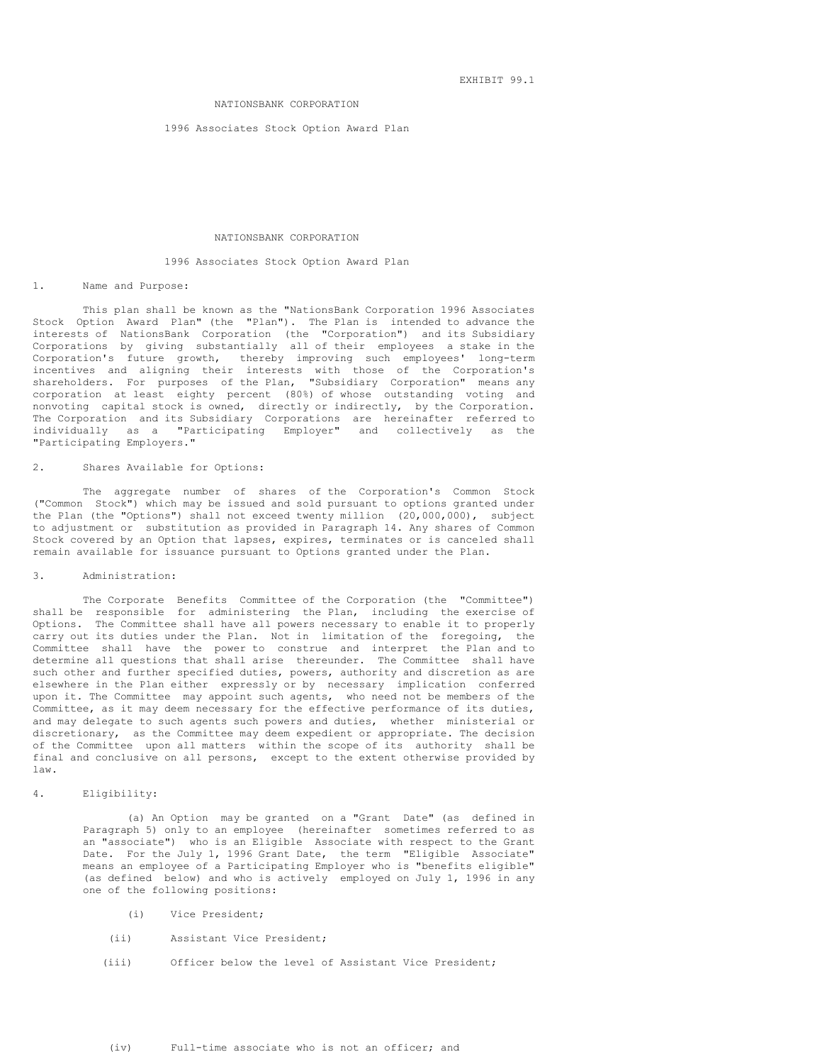EXHIBIT 99.1

NATIONSBANK CORPORATION

1996 Associates Stock Option Award Plan

# NATIONSBANK CORPORATION

## 1996 Associates Stock Option Award Plan

1. Name and Purpose:

This plan shall be known as the "NationsBank Corporation 1996 Associates Stock Option Award Plan" (the "Plan"). The Plan is intended to advance the interests of NationsBank Corporation (the "Corporation") and its Subsidiary Corporations by giving substantially all of their employees a stake in the Corporation's future growth, thereby improving such employees' long-term incentives and aligning their interests with those of the Corporation's shareholders. For purposes of the Plan, "Subsidiary Corporation" means any corporation at least eighty percent (80%) of whose outstanding voting and nonvoting capital stock is owned, directly or indirectly, by the Corporation. The Corporation and its Subsidiary Corporations are hereinafter referred to individually as a "Participating Employer" and collectively as the "Participating Employers."

2. Shares Available for Options:

The aggregate number of shares of the Corporation's Common Stock ("Common Stock") which may be issued and sold pursuant to options granted under the Plan (the "Options") shall not exceed twenty million (20,000,000), subject to adjustment or substitution as provided in Paragraph 14. Any shares of Common Stock covered by an Option that lapses, expires, terminates or is canceled shall remain available for issuance pursuant to Options granted under the Plan.

3. Administration:

The Corporate Benefits Committee of the Corporation (the "Committee") shall be responsible for administering the Plan, including the exercise of Options. The Committee shall have all powers necessary to enable it to properly carry out its duties under the Plan. Not in limitation of the foregoing, the Committee shall have the power to construe and interpret the Plan and to determine all questions that shall arise thereunder. The Committee shall have such other and further specified duties, powers, authority and discretion as are elsewhere in the Plan either expressly or by necessary implication conferred upon it. The Committee may appoint such agents, who need not be members of the Committee, as it may deem necessary for the effective performance of its duties, and may delegate to such agents such powers and duties, whether ministerial or discretionary, as the Committee may deem expedient or appropriate. The decision of the Committee upon all matters within the scope of its authority shall be final and conclusive on all persons, except to the extent otherwise provided by law.

4. Eligibility:

(a) An Option may be granted on a "Grant Date" (as defined in Paragraph 5) only to an employee (hereinafter sometimes referred to as an "associate") who is an Eligible Associate with respect to the Grant Date. For the July 1, 1996 Grant Date, the term "Eligible Associate" means an employee of a Participating Employer who is "benefits eligible" (as defined below) and who is actively employed on July 1, 1996 in any one of the following positions:

(i) Vice President;

(ii) Assistant Vice President;

(iii) Officer below the level of Assistant Vice President;

(iv) Full-time associate who is not an officer; and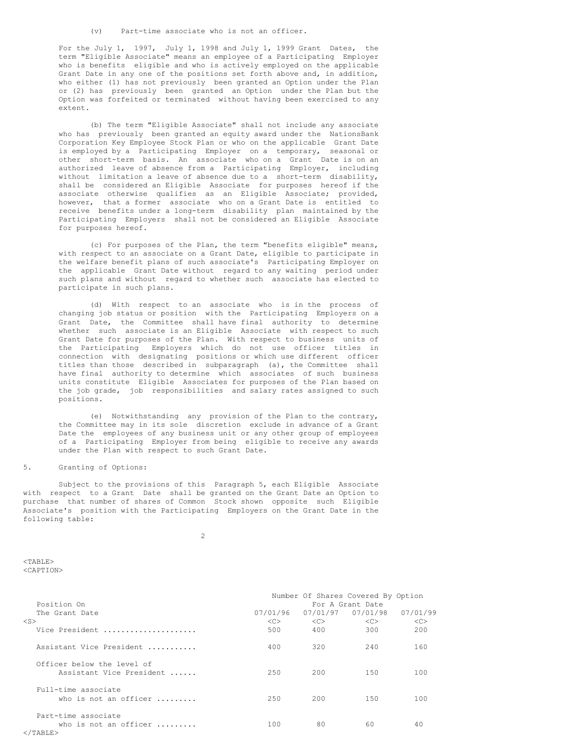(v) Part-time associate who is not an officer.

For the July 1, 1997, July 1, 1998 and July 1, 1999 Grant Dates, the term "Eligible Associate" means an employee of a Participating Employer who is benefits eligible and who is actively employed on the applicable Grant Date in any one of the positions set forth above and, in addition, who either (1) has not previously been granted an Option under the Plan or (2) has previously been granted an Option under the Plan but the Option was forfeited or terminated without having been exercised to any extent.

(b) The term "Eligible Associate" shall not include any associate who has previously been granted an equity award under the NationsBank Corporation Key Employee Stock Plan or who on the applicable Grant Date is employed by a Participating Employer on a temporary, seasonal or other short-term basis. An associate who on a Grant Date is on an authorized leave of absence from a Participating Employer, including without limitation a leave of absence due to a short-term disability, shall be considered an Eligible Associate for purposes hereof if the associate otherwise qualifies as an Eligible Associate; provided, however, that a former associate who on a Grant Date is entitled to receive benefits under a long-term disability plan maintained by the Participating Employers shall not be considered an Eligible Associate for purposes hereof.

(c) For purposes of the Plan, the term "benefits eligible" means, with respect to an associate on a Grant Date, eligible to participate in the welfare benefit plans of such associate's Participating Employer on the applicable Grant Date without regard to any waiting period under such plans and without regard to whether such associate has elected to participate in such plans.

(d) With respect to an associate who is in the process of changing job status or position with the Participating Employers on a Grant Date, the Committee shall have final authority to determine whether such associate is an Eligible Associate with respect to such Grant Date for purposes of the Plan. With respect to business units of the Participating Employers which do not use officer titles in connection with designating positions or which use different officer titles than those described in subparagraph (a), the Committee shall have final authority to determine which associates of such business units constitute Eligible Associates for purposes of the Plan based on the job grade, job responsibilities and salary rates assigned to such positions.

(e) Notwithstanding any provision of the Plan to the contrary, the Committee may in its sole discretion exclude in advance of a Grant Date the employees of any business unit or any other group of employees of a Participating Employer from being eligible to receive any awards under the Plan with respect to such Grant Date.

5. Granting of Options:

Subject to the provisions of this Paragraph 5, each Eligible Associate with respect to a Grant Date shall be granted on the Grant Date an Option to purchase that number of shares of Common Stock shown opposite such Eligible Associate's position with the Participating Employers on the Grant Date in the following table:

| Position On The Grant Date | Number Of Shares Covered By Option For A Grant Date | | | |
|---|---|---|---|---|
| | 07/01/96 | 07/01/97 | 07/01/98 | 07/01/99 |
| Vice President | 500 | 400 | 300 | 200 |
| Assistant Vice President | 400 | 320 | 240 | 160 |
| Officer below the level of Assistant Vice President | 250 | 200 | 150 | 100 |
| Full-time associate who is not an officer | 250 | 200 | 150 | 100 |
| Part-time associate who is not an officer | 100 | 80 | 60 | 40 |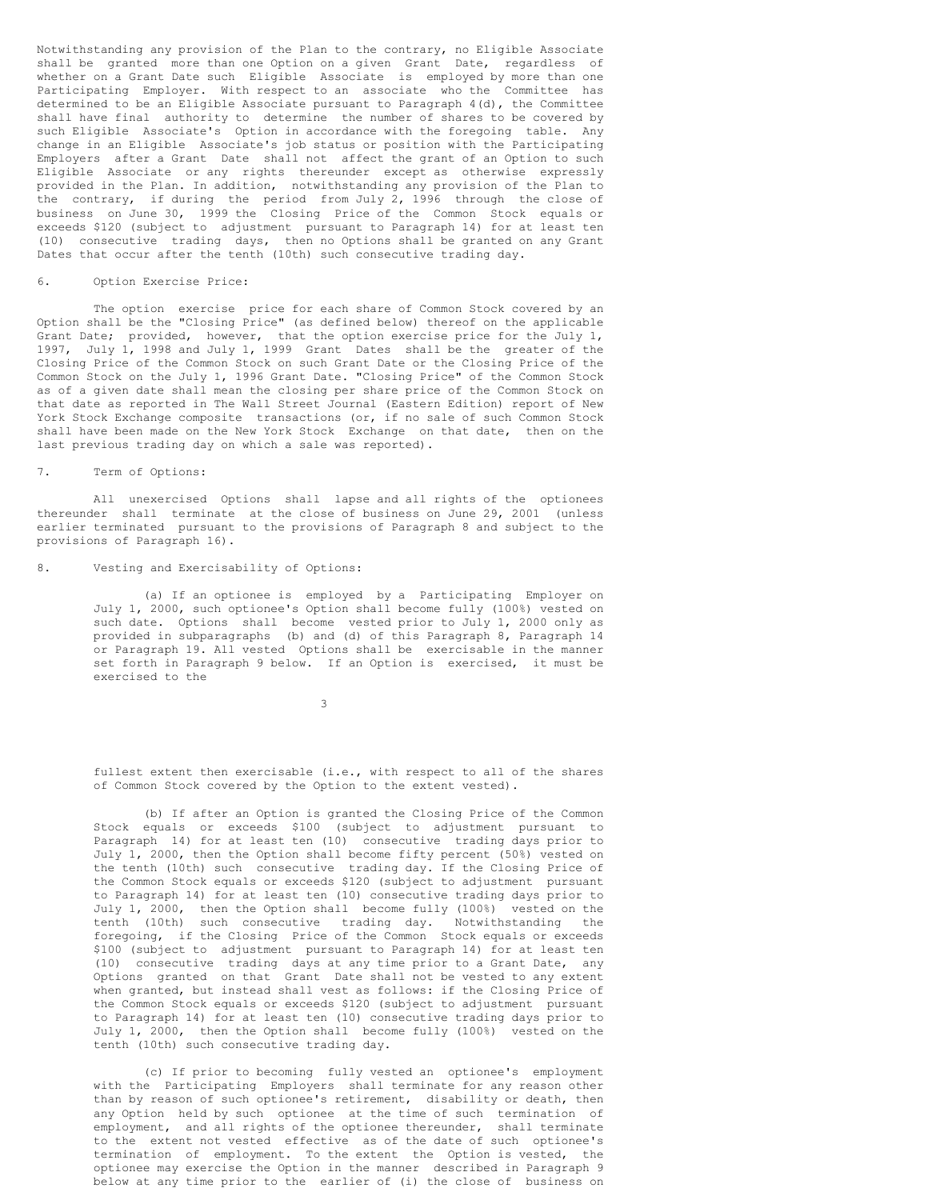Notwithstanding any provision of the Plan to the contrary, no Eligible Associate shall be granted more than one Option on a given Grant Date, regardless of whether on a Grant Date such Eligible Associate is employed by more than one Participating Employer. With respect to an associate who the Committee has determined to be an Eligible Associate pursuant to Paragraph 4(d), the Committee shall have final authority to determine the number of shares to be covered by such Eligible Associate's Option in accordance with the foregoing table. Any change in an Eligible Associate's job status or position with the Participating Employers after a Grant Date shall not affect the grant of an Option to such Eligible Associate or any rights thereunder except as otherwise expressly provided in the Plan. In addition, notwithstanding any provision of the Plan to the contrary, if during the period from July 2, 1996 through the close of business on June 30, 1999 the Closing Price of the Common Stock equals or exceeds $120 (subject to adjustment pursuant to Paragraph 14) for at least ten (10) consecutive trading days, then no Options shall be granted on any Grant Dates that occur after the tenth (10th) such consecutive trading day.

6. Option Exercise Price:

The option exercise price for each share of Common Stock covered by an Option shall be the "Closing Price" (as defined below) thereof on the applicable Grant Date; provided, however, that the option exercise price for the July 1, 1997, July 1, 1998 and July 1, 1999 Grant Dates shall be the greater of the Closing Price of the Common Stock on such Grant Date or the Closing Price of the Common Stock on the July 1, 1996 Grant Date. "Closing Price" of the Common Stock as of a given date shall mean the closing per share price of the Common Stock on that date as reported in The Wall Street Journal (Eastern Edition) report of New York Stock Exchange composite transactions (or, if no sale of such Common Stock shall have been made on the New York Stock Exchange on that date, then on the last previous trading day on which a sale was reported).

7. Term of Options:

All unexercised Options shall lapse and all rights of the optionees thereunder shall terminate at the close of business on June 29, 2001 (unless earlier terminated pursuant to the provisions of Paragraph 8 and subject to the provisions of Paragraph 16).

8. Vesting and Exercisability of Options:

(a) If an optionee is employed by a Participating Employer on July 1, 2000, such optionee's Option shall become fully (100%) vested on such date. Options shall become vested prior to July 1, 2000 only as provided in subparagraphs (b) and (d) of this Paragraph 8, Paragraph 14 or Paragraph 19. All vested Options shall be exercisable in the manner set forth in Paragraph 9 below. If an Option is exercised, it must be exercised to the fullest extent then exercisable (i.e., with respect to all of the shares of Common Stock covered by the Option to the extent vested).

(b) If after an Option is granted the Closing Price of the Common Stock equals or exceeds $100 (subject to adjustment pursuant to Paragraph 14) for at least ten (10) consecutive trading days prior to July 1, 2000, then the Option shall become fifty percent (50%) vested on the tenth (10th) such consecutive trading day. If the Closing Price of the Common Stock equals or exceeds $120 (subject to adjustment pursuant to Paragraph 14) for at least ten (10) consecutive trading days prior to July 1, 2000, then the Option shall become fully (100%) vested on the tenth (10th) such consecutive trading day. Notwithstanding the foregoing, if the Closing Price of the Common Stock equals or exceeds $100 (subject to adjustment pursuant to Paragraph 14) for at least ten (10) consecutive trading days at any time prior to a Grant Date, any Options granted on that Grant Date shall not be vested to any extent when granted, but instead shall vest as follows: if the Closing Price of the Common Stock equals or exceeds $120 (subject to adjustment pursuant to Paragraph 14) for at least ten (10) consecutive trading days prior to July 1, 2000, then the Option shall become fully (100%) vested on the tenth (10th) such consecutive trading day.

(c) If prior to becoming fully vested an optionee's employment with the Participating Employers shall terminate for any reason other than by reason of such optionee's retirement, disability or death, then any Option held by such optionee at the time of such termination of employment, and all rights of the optionee thereunder, shall terminate to the extent not vested effective as of the date of such optionee's termination of employment. To the extent the Option is vested, the optionee may exercise the Option in the manner described in Paragraph 9 below at any time prior to the earlier of (i) the close of business on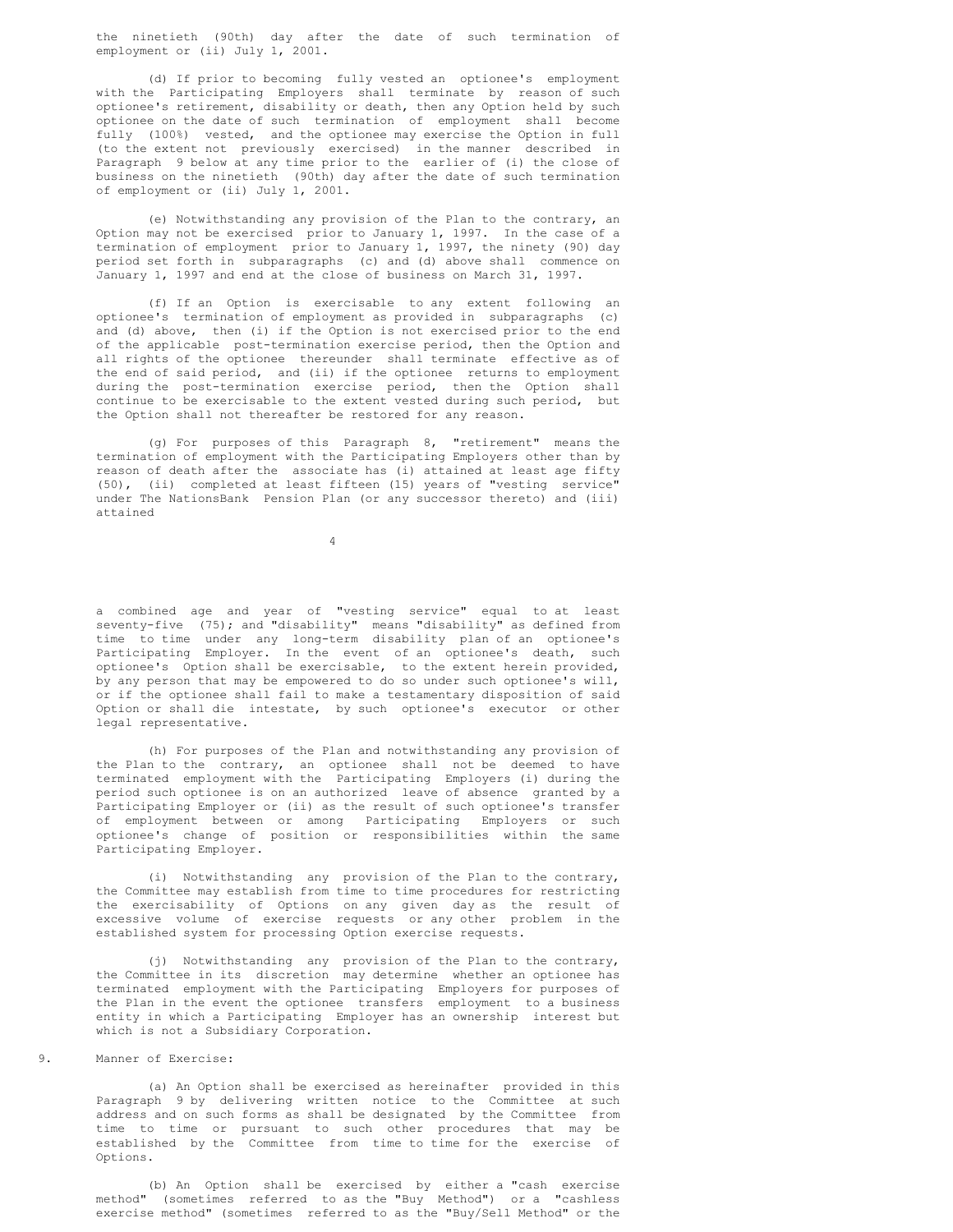the ninetieth (90th) day after the date of such termination of employment or (ii) July 1, 2001.

(d) If prior to becoming fully vested an optionee's employment with the Participating Employers shall terminate by reason of such optionee's retirement, disability or death, then any Option held by such optionee on the date of such termination of employment shall become fully (100%) vested, and the optionee may exercise the Option in full (to the extent not previously exercised) in the manner described in Paragraph 9 below at any time prior to the earlier of (i) the close of business on the ninetieth (90th) day after the date of such termination of employment or (ii) July 1, 2001.

(e) Notwithstanding any provision of the Plan to the contrary, an Option may not be exercised prior to January 1, 1997. In the case of a termination of employment prior to January 1, 1997, the ninety (90) day period set forth in subparagraphs (c) and (d) above shall commence on January 1, 1997 and end at the close of business on March 31, 1997.

(f) If an Option is exercisable to any extent following an optionee's termination of employment as provided in subparagraphs (c) and (d) above, then (i) if the Option is not exercised prior to the end of the applicable post-termination exercise period, then the Option and all rights of the optionee thereunder shall terminate effective as of the end of said period, and (ii) if the optionee returns to employment during the post-termination exercise period, then the Option shall continue to be exercisable to the extent vested during such period, but the Option shall not thereafter be restored for any reason.

(g) For purposes of this Paragraph 8, "retirement" means the termination of employment with the Participating Employers other than by reason of death after the associate has (i) attained at least age fifty (50), (ii) completed at least fifteen (15) years of "vesting service" under The NationsBank Pension Plan (or any successor thereto) and (iii) attained a combined age and year of "vesting service" equal to at least seventy-five (75); and "disability" means "disability" as defined from time to time under any long-term disability plan of an optionee's Participating Employer. In the event of an optionee's death, such optionee's Option shall be exercisable, to the extent herein provided, by any person that may be empowered to do so under such optionee's will, or if the optionee shall fail to make a testamentary disposition of said Option or shall die intestate, by such optionee's executor or other legal representative.

(h) For purposes of the Plan and notwithstanding any provision of the Plan to the contrary, an optionee shall not be deemed to have terminated employment with the Participating Employers (i) during the period such optionee is on an authorized leave of absence granted by a Participating Employer or (ii) as the result of such optionee's transfer of employment between or among Participating Employers or such optionee's change of position or responsibilities within the same Participating Employer.

(i) Notwithstanding any provision of the Plan to the contrary, the Committee may establish from time to time procedures for restricting the exercisability of Options on any given day as the result of excessive volume of exercise requests or any other problem in the established system for processing Option exercise requests.

(j) Notwithstanding any provision of the Plan to the contrary, the Committee in its discretion may determine whether an optionee has terminated employment with the Participating Employers for purposes of the Plan in the event the optionee transfers employment to a business entity in which a Participating Employer has an ownership interest but which is not a Subsidiary Corporation.

9. Manner of Exercise:

(a) An Option shall be exercised as hereinafter provided in this Paragraph 9 by delivering written notice to the Committee at such address and on such forms as shall be designated by the Committee from time to time or pursuant to such other procedures that may be established by the Committee from time to time for the exercise of Options.

(b) An Option shall be exercised by either a "cash exercise method" (sometimes referred to as the "Buy Method") or a "cashless exercise method" (sometimes referred to as the "Buy/Sell Method" or the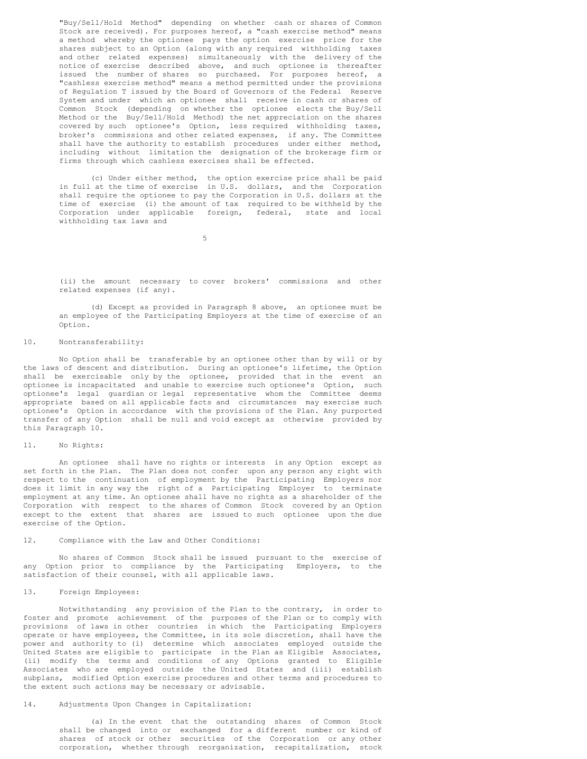"Buy/Sell/Hold Method" depending on whether cash or shares of Common Stock are received). For purposes hereof, a "cash exercise method" means a method whereby the optionee pays the option exercise price for the shares subject to an Option (along with any required withholding taxes and other related expenses) simultaneously with the delivery of the notice of exercise described above, and such optionee is thereafter issued the number of shares so purchased. For purposes hereof, a "cashless exercise method" means a method permitted under the provisions of Regulation T issued by the Board of Governors of the Federal Reserve System and under which an optionee shall receive in cash or shares of Common Stock (depending on whether the optionee elects the Buy/Sell Method or the Buy/Sell/Hold Method) the net appreciation on the shares covered by such optionee's Option, less required withholding taxes, broker's commissions and other related expenses, if any. The Committee shall have the authority to establish procedures under either method, including without limitation the designation of the brokerage firm or firms through which cashless exercises shall be effected.

(c) Under either method, the option exercise price shall be paid in full at the time of exercise in U.S. dollars, and the Corporation shall require the optionee to pay the Corporation in U.S. dollars at the time of exercise (i) the amount of tax required to be withheld by the Corporation under applicable foreign, federal, state and local withholding tax laws and (ii) the amount necessary to cover brokers' commissions and other related expenses (if any).

(d) Except as provided in Paragraph 8 above, an optionee must be an employee of the Participating Employers at the time of exercise of an Option.

10. Nontransferability:

No Option shall be transferable by an optionee other than by will or by the laws of descent and distribution. During an optionee's lifetime, the Option shall be exercisable only by the optionee, provided that in the event an optionee is incapacitated and unable to exercise such optionee's Option, such optionee's legal guardian or legal representative whom the Committee deems appropriate based on all applicable facts and circumstances may exercise such optionee's Option in accordance with the provisions of the Plan. Any purported transfer of any Option shall be null and void except as otherwise provided by this Paragraph 10.

11. No Rights:

An optionee shall have no rights or interests in any Option except as set forth in the Plan. The Plan does not confer upon any person any right with respect to the continuation of employment by the Participating Employers nor does it limit in any way the right of a Participating Employer to terminate employment at any time. An optionee shall have no rights as a shareholder of the Corporation with respect to the shares of Common Stock covered by an Option except to the extent that shares are issued to such optionee upon the due exercise of the Option.

12. Compliance with the Law and Other Conditions:

No shares of Common Stock shall be issued pursuant to the exercise of any Option prior to compliance by the Participating Employers, to the satisfaction of their counsel, with all applicable laws.

13. Foreign Employees:

Notwithstanding any provision of the Plan to the contrary, in order to foster and promote achievement of the purposes of the Plan or to comply with provisions of laws in other countries in which the Participating Employers operate or have employees, the Committee, in its sole discretion, shall have the power and authority to (i) determine which associates employed outside the United States are eligible to participate in the Plan as Eligible Associates, (ii) modify the terms and conditions of any Options granted to Eligible Associates who are employed outside the United States and (iii) establish subplans, modified Option exercise procedures and other terms and procedures to the extent such actions may be necessary or advisable.

14. Adjustments Upon Changes in Capitalization:

(a) In the event that the outstanding shares of Common Stock shall be changed into or exchanged for a different number or kind of shares of stock or other securities of the Corporation or any other corporation, whether through reorganization, recapitalization, stock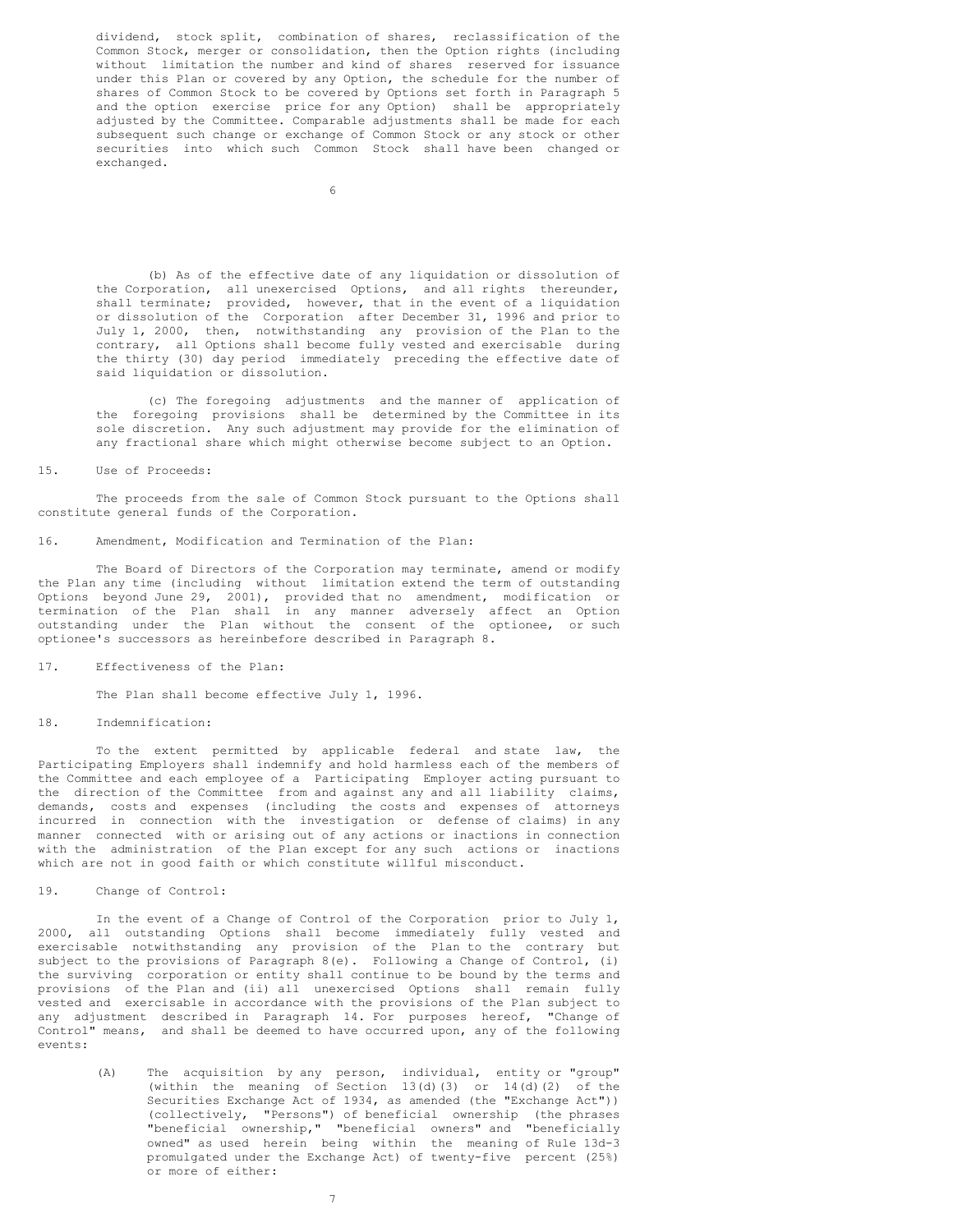dividend, stock split, combination of shares, reclassification of the Common Stock, merger or consolidation, then the Option rights (including without limitation the number and kind of shares reserved for issuance under this Plan or covered by any Option, the schedule for the number of shares of Common Stock to be covered by Options set forth in Paragraph 5 and the option exercise price for any Option) shall be appropriately adjusted by the Committee. Comparable adjustments shall be made for each subsequent such change or exchange of Common Stock or any stock or other securities into which such Common Stock shall have been changed or exchanged.

(b) As of the effective date of any liquidation or dissolution of the Corporation, all unexercised Options, and all rights thereunder, shall terminate; provided, however, that in the event of a liquidation or dissolution of the Corporation after December 31, 1996 and prior to July 1, 2000, then, notwithstanding any provision of the Plan to the contrary, all Options shall become fully vested and exercisable during the thirty (30) day period immediately preceding the effective date of said liquidation or dissolution.

(c) The foregoing adjustments and the manner of application of the foregoing provisions shall be determined by the Committee in its sole discretion. Any such adjustment may provide for the elimination of any fractional share which might otherwise become subject to an Option.

15. Use of Proceeds:

The proceeds from the sale of Common Stock pursuant to the Options shall constitute general funds of the Corporation.

16. Amendment, Modification and Termination of the Plan:

The Board of Directors of the Corporation may terminate, amend or modify the Plan any time (including without limitation extend the term of outstanding Options beyond June 29, 2001), provided that no amendment, modification or termination of the Plan shall in any manner adversely affect an Option outstanding under the Plan without the consent of the optionee, or such optionee's successors as hereinbefore described in Paragraph 8.

17. Effectiveness of the Plan:

The Plan shall become effective July 1, 1996.

18. Indemnification:

To the extent permitted by applicable federal and state law, the Participating Employers shall indemnify and hold harmless each of the members of the Committee and each employee of a Participating Employer acting pursuant to the direction of the Committee from and against any and all liability claims, demands, costs and expenses (including the costs and expenses of attorneys incurred in connection with the investigation or defense of claims) in any manner connected with or arising out of any actions or inactions in connection with the administration of the Plan except for any such actions or inactions which are not in good faith or which constitute willful misconduct.

19. Change of Control:

In the event of a Change of Control of the Corporation prior to July 1, 2000, all outstanding Options shall become immediately fully vested and exercisable notwithstanding any provision of the Plan to the contrary but subject to the provisions of Paragraph 8(e). Following a Change of Control, (i) the surviving corporation or entity shall continue to be bound by the terms and provisions of the Plan and (ii) all unexercised Options shall remain fully vested and exercisable in accordance with the provisions of the Plan subject to any adjustment described in Paragraph 14. For purposes hereof, "Change of Control" means, and shall be deemed to have occurred upon, any of the following events:

(A) The acquisition by any person, individual, entity or "group" (within the meaning of Section 13(d)(3) or 14(d)(2) of the Securities Exchange Act of 1934, as amended (the "Exchange Act")) (collectively, "Persons") of beneficial ownership (the phrases "beneficial ownership," "beneficial owners" and "beneficially owned" as used herein being within the meaning of Rule 13d-3 promulgated under the Exchange Act) of twenty-five percent (25%) or more of either: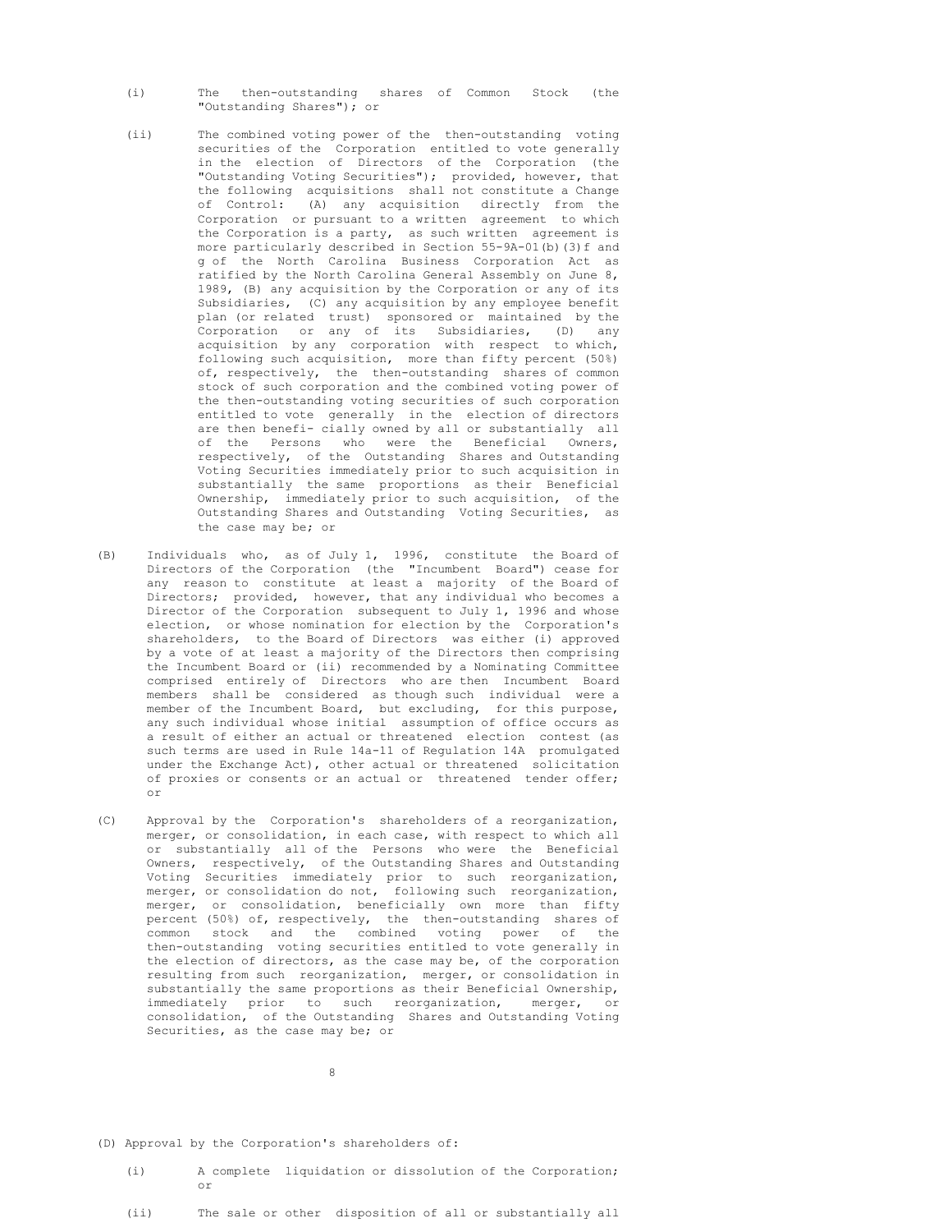(i) The then-outstanding shares of Common Stock (the "Outstanding Shares"); or

(ii) The combined voting power of the then-outstanding voting securities of the Corporation entitled to vote generally in the election of Directors of the Corporation (the "Outstanding Voting Securities"); provided, however, that the following acquisitions shall not constitute a Change of Control: (A) any acquisition directly from the Corporation or pursuant to a written agreement to which the Corporation is a party, as such written agreement is more particularly described in Section 55-9A-01(b)(3)f and g of the North Carolina Business Corporation Act as ratified by the North Carolina General Assembly on June 8, 1989, (B) any acquisition by the Corporation or any of its Subsidiaries, (C) any acquisition by any employee benefit plan (or related trust) sponsored or maintained by the Corporation or any of its Subsidiaries, (D) any acquisition by any corporation with respect to which, following such acquisition, more than fifty percent (50%) of, respectively, the then-outstanding shares of common stock of such corporation and the combined voting power of the then-outstanding voting securities of such corporation entitled to vote generally in the election of directors are then benefi- cially owned by all or substantially all of the Persons who were the Beneficial Owners, respectively, of the Outstanding Shares and Outstanding Voting Securities immediately prior to such acquisition in substantially the same proportions as their Beneficial Ownership, immediately prior to such acquisition, of the Outstanding Shares and Outstanding Voting Securities, as the case may be; or

(B) Individuals who, as of July 1, 1996, constitute the Board of Directors of the Corporation (the "Incumbent Board") cease for any reason to constitute at least a majority of the Board of Directors; provided, however, that any individual who becomes a Director of the Corporation subsequent to July 1, 1996 and whose election, or whose nomination for election by the Corporation's shareholders, to the Board of Directors was either (i) approved by a vote of at least a majority of the Directors then comprising the Incumbent Board or (ii) recommended by a Nominating Committee comprised entirely of Directors who are then Incumbent Board members shall be considered as though such individual were a member of the Incumbent Board, but excluding, for this purpose, any such individual whose initial assumption of office occurs as a result of either an actual or threatened election contest (as such terms are used in Rule 14a-11 of Regulation 14A promulgated under the Exchange Act), other actual or threatened solicitation of proxies or consents or an actual or threatened tender offer; or

(C) Approval by the Corporation's shareholders of a reorganization, merger, or consolidation, in each case, with respect to which all or substantially all of the Persons who were the Beneficial Owners, respectively, of the Outstanding Shares and Outstanding Voting Securities immediately prior to such reorganization, merger, or consolidation do not, following such reorganization, merger, or consolidation, beneficially own more than fifty percent (50%) of, respectively, the then-outstanding shares of common stock and the combined voting power of the then-outstanding voting securities entitled to vote generally in the election of directors, as the case may be, of the corporation resulting from such reorganization, merger, or consolidation in substantially the same proportions as their Beneficial Ownership, immediately prior to such reorganization, merger, or consolidation, of the Outstanding Shares and Outstanding Voting Securities, as the case may be; or

(D) Approval by the Corporation's shareholders of:

(i) A complete liquidation or dissolution of the Corporation; or

(ii) The sale or other disposition of all or substantially all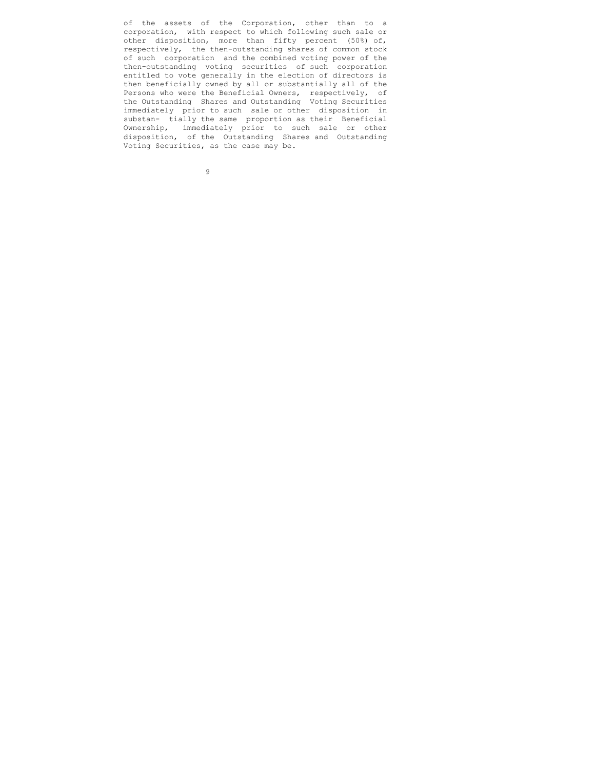of the assets of the Corporation, other than to a corporation, with respect to which following such sale or other disposition, more than fifty percent (50%) of, respectively, the then-outstanding shares of common stock of such corporation and the combined voting power of the then-outstanding voting securities of such corporation entitled to vote generally in the election of directors is then beneficially owned by all or substantially all of the Persons who were the Beneficial Owners, respectively, of the Outstanding Shares and Outstanding Voting Securities immediately prior to such sale or other disposition in substantially the same proportion as their Beneficial Ownership, immediately prior to such sale or other disposition, of the Outstanding Shares and Outstanding Voting Securities, as the case may be.